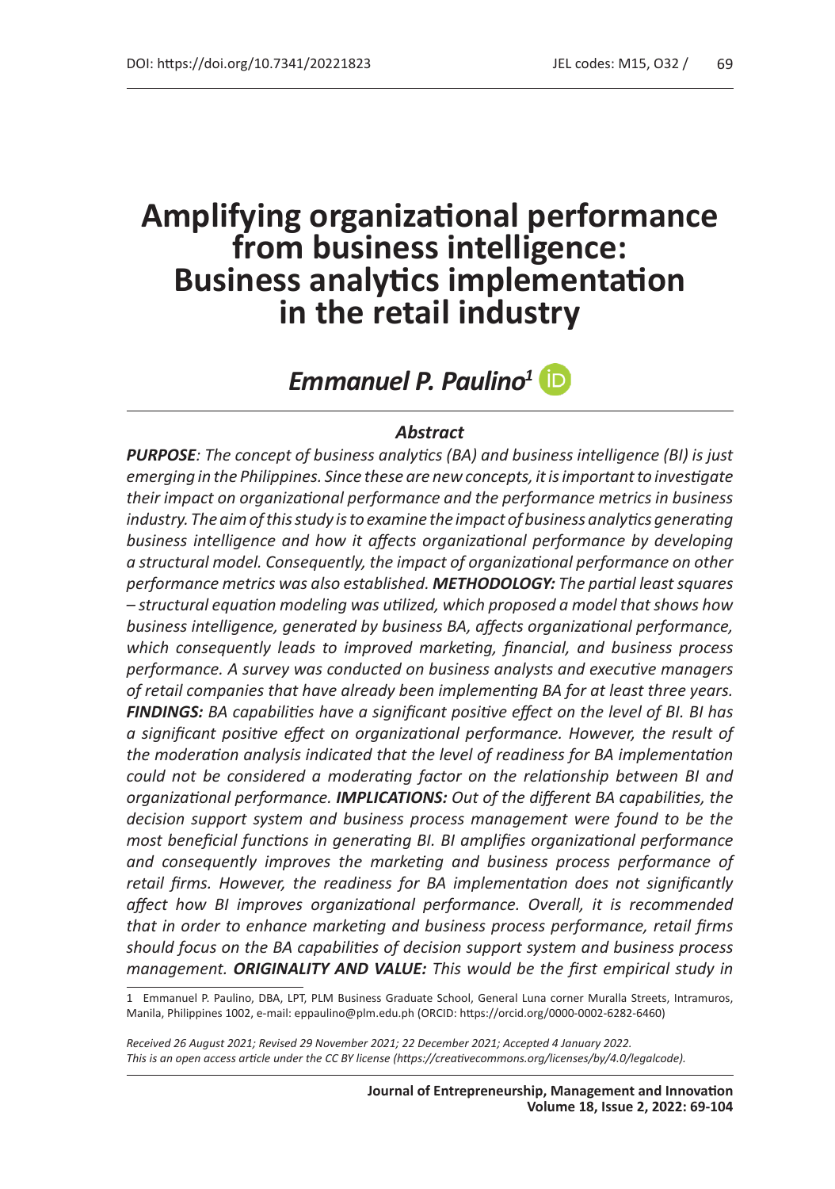DOI: https://doi.org/10.7341/20221823

JEL codes: M15, O32 /

# Amplifying organizational performance from business intelligence: Business analytics implementation in the retail industry

## *Emmanuel P. Paulino*[1]

### *Abstract*

***PURPOSE**: The concept of business analytics (BA) and business intelligence (BI) is just emerging in the Philippines. Since these are new concepts, it is important to investigate their impact on organizational performance and the performance metrics in business industry. The aim of this study is to examine the impact of business analytics generating business intelligence and how it affects organizational performance by developing a structural model. Consequently, the impact of organizational performance on other performance metrics was also established.* ***METHODOLOGY:** The partial least squares – structural equation modeling was utilized, which proposed a model that shows how business intelligence, generated by business BA, affects organizational performance, which consequently leads to improved marketing, financial, and business process performance. A survey was conducted on business analysts and executive managers of retail companies that have already been implementing BA for at least three years.* ***FINDINGS:** BA capabilities have a significant positive effect on the level of BI. BI has a significant positive effect on organizational performance. However, the result of the moderation analysis indicated that the level of readiness for BA implementation could not be considered a moderating factor on the relationship between BI and organizational performance.* ***IMPLICATIONS:** Out of the different BA capabilities, the decision support system and business process management were found to be the most beneficial functions in generating BI. BI amplifies organizational performance and consequently improves the marketing and business process performance of retail firms. However, the readiness for BA implementation does not significantly affect how BI improves organizational performance. Overall, it is recommended that in order to enhance marketing and business process performance, retail firms should focus on the BA capabilities of decision support system and business process management.* ***ORIGINALITY AND VALUE:** This would be the first empirical study in*

[1] Emmanuel P. Paulino, DBA, LPT, PLM Business Graduate School, General Luna corner Muralla Streets, Intramuros, Manila, Philippines 1002, e-mail: eppaulino@plm.edu.ph (ORCID: https://orcid.org/0000-0002-6282-6460)

*Received 26 August 2021; Revised 29 November 2021; 22 December 2021; Accepted 4 January 2022. This is an open access article under the CC BY license (https://creativecommons.org/licenses/by/4.0/legalcode).*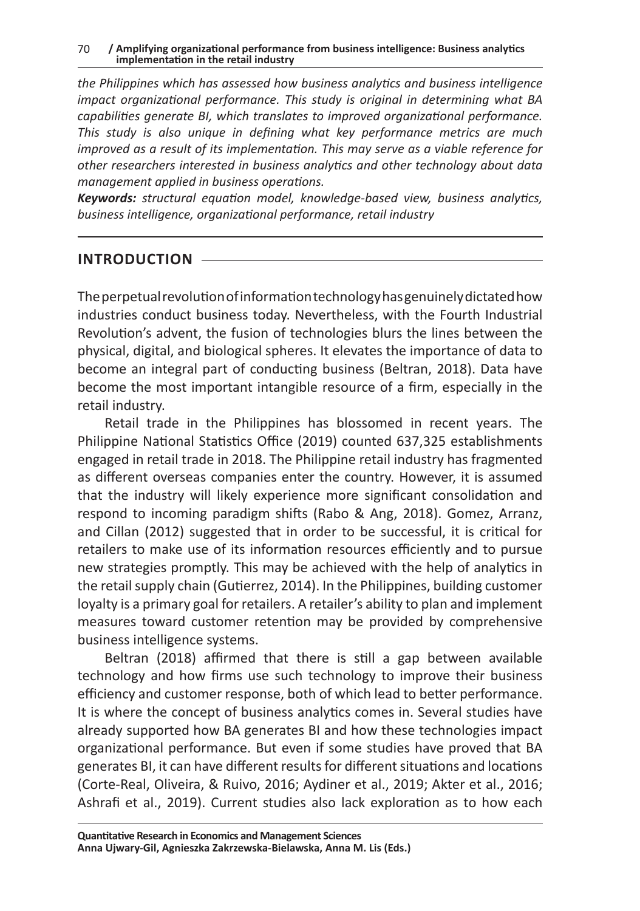*the Philippines which has assessed how business analytics and business intelligence impact organizational performance. This study is original in determining what BA capabilities generate BI, which translates to improved organizational performance. This study is also unique in defining what key performance metrics are much improved as a result of its implementation. This may serve as a viable reference for other researchers interested in business analytics and other technology about data management applied in business operations.*

***Keywords:*** *structural equation model, knowledge-based view, business analytics, business intelligence, organizational performance, retail industry*

## INTRODUCTION

The perpetual revolution of information technology has genuinely dictated how industries conduct business today. Nevertheless, with the Fourth Industrial Revolution's advent, the fusion of technologies blurs the lines between the physical, digital, and biological spheres. It elevates the importance of data to become an integral part of conducting business (Beltran, 2018). Data have become the most important intangible resource of a firm, especially in the retail industry.

Retail trade in the Philippines has blossomed in recent years. The Philippine National Statistics Office (2019) counted 637,325 establishments engaged in retail trade in 2018. The Philippine retail industry has fragmented as different overseas companies enter the country. However, it is assumed that the industry will likely experience more significant consolidation and respond to incoming paradigm shifts (Rabo & Ang, 2018). Gomez, Arranz, and Cillan (2012) suggested that in order to be successful, it is critical for retailers to make use of its information resources efficiently and to pursue new strategies promptly. This may be achieved with the help of analytics in the retail supply chain (Gutierrez, 2014). In the Philippines, building customer loyalty is a primary goal for retailers. A retailer's ability to plan and implement measures toward customer retention may be provided by comprehensive business intelligence systems.

Beltran (2018) affirmed that there is still a gap between available technology and how firms use such technology to improve their business efficiency and customer response, both of which lead to better performance. It is where the concept of business analytics comes in. Several studies have already supported how BA generates BI and how these technologies impact organizational performance. But even if some studies have proved that BA generates BI, it can have different results for different situations and locations (Corte-Real, Oliveira, & Ruivo, 2016; Aydiner et al., 2019; Akter et al., 2016; Ashrafi et al., 2019). Current studies also lack exploration as to how each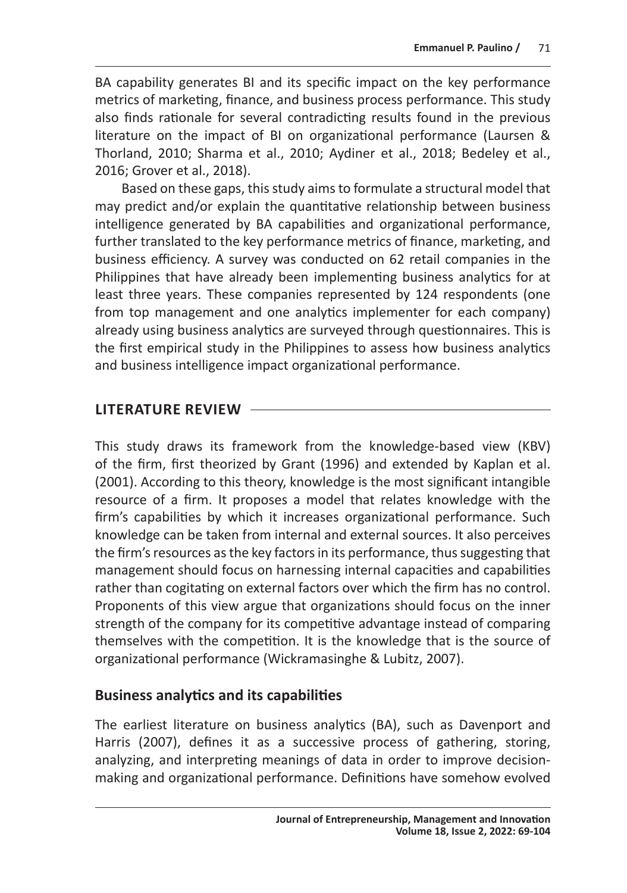BA capability generates BI and its specific impact on the key performance metrics of marketing, finance, and business process performance. This study also finds rationale for several contradicting results found in the previous literature on the impact of BI on organizational performance (Laursen & Thorland, 2010; Sharma et al., 2010; Aydiner et al., 2018; Bedeley et al., 2016; Grover et al., 2018).

Based on these gaps, this study aims to formulate a structural model that may predict and/or explain the quantitative relationship between business intelligence generated by BA capabilities and organizational performance, further translated to the key performance metrics of finance, marketing, and business efficiency. A survey was conducted on 62 retail companies in the Philippines that have already been implementing business analytics for at least three years. These companies represented by 124 respondents (one from top management and one analytics implementer for each company) already using business analytics are surveyed through questionnaires. This is the first empirical study in the Philippines to assess how business analytics and business intelligence impact organizational performance.

## LITERATURE REVIEW

This study draws its framework from the knowledge-based view (KBV) of the firm, first theorized by Grant (1996) and extended by Kaplan et al. (2001). According to this theory, knowledge is the most significant intangible resource of a firm. It proposes a model that relates knowledge with the firm's capabilities by which it increases organizational performance. Such knowledge can be taken from internal and external sources. It also perceives the firm's resources as the key factors in its performance, thus suggesting that management should focus on harnessing internal capacities and capabilities rather than cogitating on external factors over which the firm has no control. Proponents of this view argue that organizations should focus on the inner strength of the company for its competitive advantage instead of comparing themselves with the competition. It is the knowledge that is the source of organizational performance (Wickramasinghe & Lubitz, 2007).

### Business analytics and its capabilities

The earliest literature on business analytics (BA), such as Davenport and Harris (2007), defines it as a successive process of gathering, storing, analyzing, and interpreting meanings of data in order to improve decision-making and organizational performance. Definitions have somehow evolved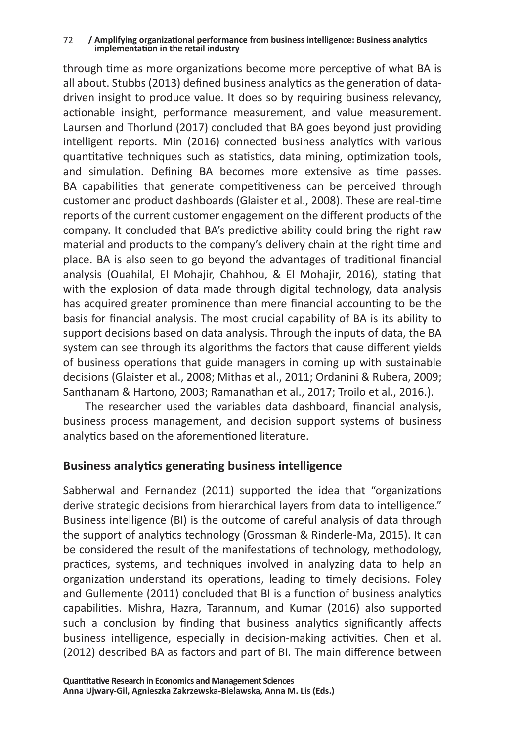through time as more organizations become more perceptive of what BA is all about. Stubbs (2013) defined business analytics as the generation of data-driven insight to produce value. It does so by requiring business relevancy, actionable insight, performance measurement, and value measurement. Laursen and Thorlund (2017) concluded that BA goes beyond just providing intelligent reports. Min (2016) connected business analytics with various quantitative techniques such as statistics, data mining, optimization tools, and simulation. Defining BA becomes more extensive as time passes. BA capabilities that generate competitiveness can be perceived through customer and product dashboards (Glaister et al., 2008). These are real-time reports of the current customer engagement on the different products of the company. It concluded that BA's predictive ability could bring the right raw material and products to the company's delivery chain at the right time and place. BA is also seen to go beyond the advantages of traditional financial analysis (Ouahilal, El Mohajir, Chahhou, & El Mohajir, 2016), stating that with the explosion of data made through digital technology, data analysis has acquired greater prominence than mere financial accounting to be the basis for financial analysis. The most crucial capability of BA is its ability to support decisions based on data analysis. Through the inputs of data, the BA system can see through its algorithms the factors that cause different yields of business operations that guide managers in coming up with sustainable decisions (Glaister et al., 2008; Mithas et al., 2011; Ordanini & Rubera, 2009; Santhanam & Hartono, 2003; Ramanathan et al., 2017; Troilo et al., 2016.).

The researcher used the variables data dashboard, financial analysis, business process management, and decision support systems of business analytics based on the aforementioned literature.

## Business analytics generating business intelligence

Sabherwal and Fernandez (2011) supported the idea that "organizations derive strategic decisions from hierarchical layers from data to intelligence." Business intelligence (BI) is the outcome of careful analysis of data through the support of analytics technology (Grossman & Rinderle-Ma, 2015). It can be considered the result of the manifestations of technology, methodology, practices, systems, and techniques involved in analyzing data to help an organization understand its operations, leading to timely decisions. Foley and Gullemente (2011) concluded that BI is a function of business analytics capabilities. Mishra, Hazra, Tarannum, and Kumar (2016) also supported such a conclusion by finding that business analytics significantly affects business intelligence, especially in decision-making activities. Chen et al. (2012) described BA as factors and part of BI. The main difference between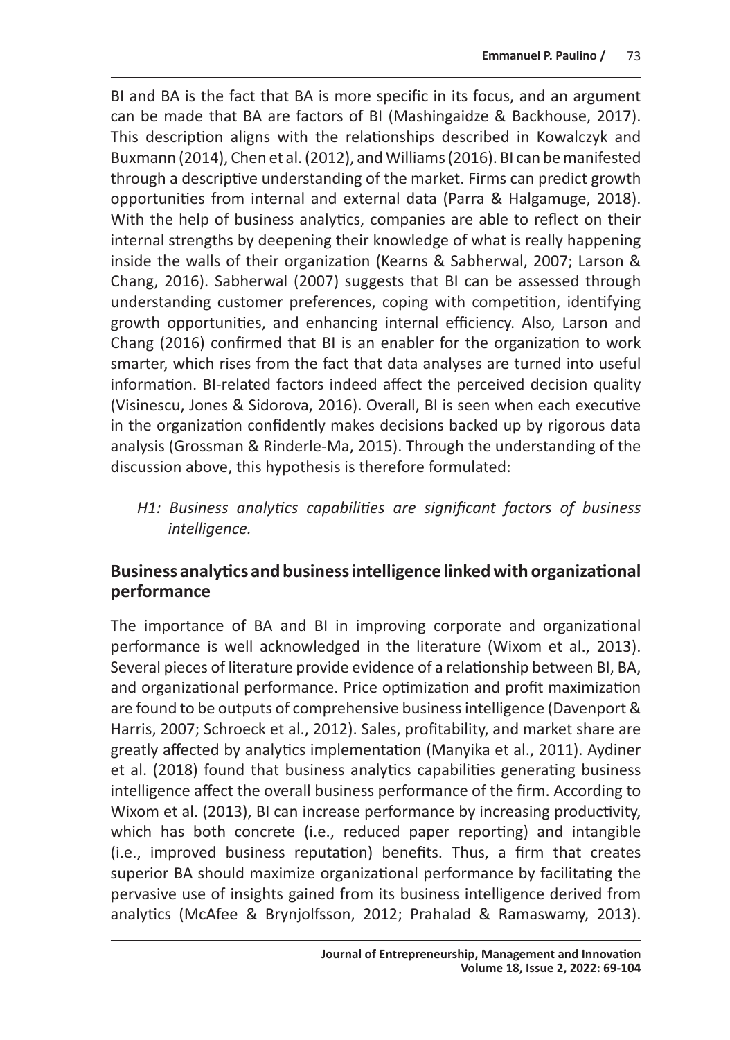BI and BA is the fact that BA is more specific in its focus, and an argument can be made that BA are factors of BI (Mashingaidze & Backhouse, 2017). This description aligns with the relationships described in Kowalczyk and Buxmann (2014), Chen et al. (2012), and Williams (2016). BI can be manifested through a descriptive understanding of the market. Firms can predict growth opportunities from internal and external data (Parra & Halgamuge, 2018). With the help of business analytics, companies are able to reflect on their internal strengths by deepening their knowledge of what is really happening inside the walls of their organization (Kearns & Sabherwal, 2007; Larson & Chang, 2016). Sabherwal (2007) suggests that BI can be assessed through understanding customer preferences, coping with competition, identifying growth opportunities, and enhancing internal efficiency. Also, Larson and Chang (2016) confirmed that BI is an enabler for the organization to work smarter, which rises from the fact that data analyses are turned into useful information. BI-related factors indeed affect the perceived decision quality (Visinescu, Jones & Sidorova, 2016). Overall, BI is seen when each executive in the organization confidently makes decisions backed up by rigorous data analysis (Grossman & Rinderle-Ma, 2015). Through the understanding of the discussion above, this hypothesis is therefore formulated:

*H1: Business analytics capabilities are significant factors of business intelligence.*

## Business analytics and business intelligence linked with organizational performance

The importance of BA and BI in improving corporate and organizational performance is well acknowledged in the literature (Wixom et al., 2013). Several pieces of literature provide evidence of a relationship between BI, BA, and organizational performance. Price optimization and profit maximization are found to be outputs of comprehensive business intelligence (Davenport & Harris, 2007; Schroeck et al., 2012). Sales, profitability, and market share are greatly affected by analytics implementation (Manyika et al., 2011). Aydiner et al. (2018) found that business analytics capabilities generating business intelligence affect the overall business performance of the firm. According to Wixom et al. (2013), BI can increase performance by increasing productivity, which has both concrete (i.e., reduced paper reporting) and intangible (i.e., improved business reputation) benefits. Thus, a firm that creates superior BA should maximize organizational performance by facilitating the pervasive use of insights gained from its business intelligence derived from analytics (McAfee & Brynjolfsson, 2012; Prahalad & Ramaswamy, 2013).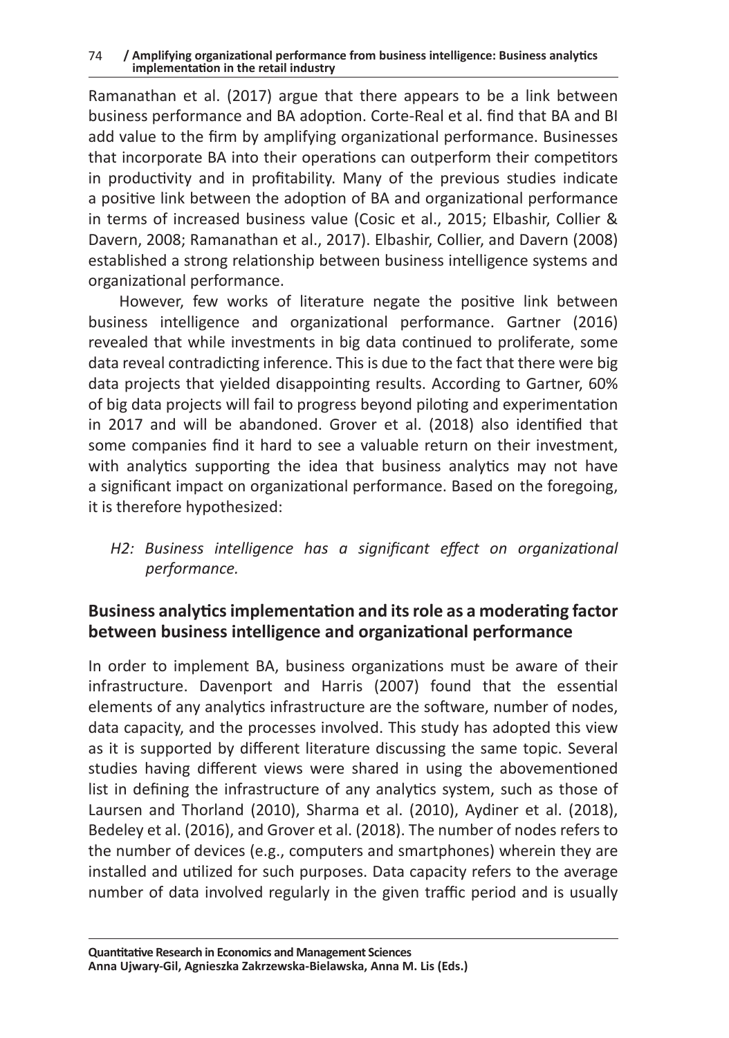Ramanathan et al. (2017) argue that there appears to be a link between business performance and BA adoption. Corte-Real et al. find that BA and BI add value to the firm by amplifying organizational performance. Businesses that incorporate BA into their operations can outperform their competitors in productivity and in profitability. Many of the previous studies indicate a positive link between the adoption of BA and organizational performance in terms of increased business value (Cosic et al., 2015; Elbashir, Collier & Davern, 2008; Ramanathan et al., 2017). Elbashir, Collier, and Davern (2008) established a strong relationship between business intelligence systems and organizational performance.

However, few works of literature negate the positive link between business intelligence and organizational performance. Gartner (2016) revealed that while investments in big data continued to proliferate, some data reveal contradicting inference. This is due to the fact that there were big data projects that yielded disappointing results. According to Gartner, 60% of big data projects will fail to progress beyond piloting and experimentation in 2017 and will be abandoned. Grover et al. (2018) also identified that some companies find it hard to see a valuable return on their investment, with analytics supporting the idea that business analytics may not have a significant impact on organizational performance. Based on the foregoing, it is therefore hypothesized:

*H2: Business intelligence has a significant effect on organizational performance.*

## Business analytics implementation and its role as a moderating factor between business intelligence and organizational performance

In order to implement BA, business organizations must be aware of their infrastructure. Davenport and Harris (2007) found that the essential elements of any analytics infrastructure are the software, number of nodes, data capacity, and the processes involved. This study has adopted this view as it is supported by different literature discussing the same topic. Several studies having different views were shared in using the abovementioned list in defining the infrastructure of any analytics system, such as those of Laursen and Thorland (2010), Sharma et al. (2010), Aydiner et al. (2018), Bedeley et al. (2016), and Grover et al. (2018). The number of nodes refers to the number of devices (e.g., computers and smartphones) wherein they are installed and utilized for such purposes. Data capacity refers to the average number of data involved regularly in the given traffic period and is usually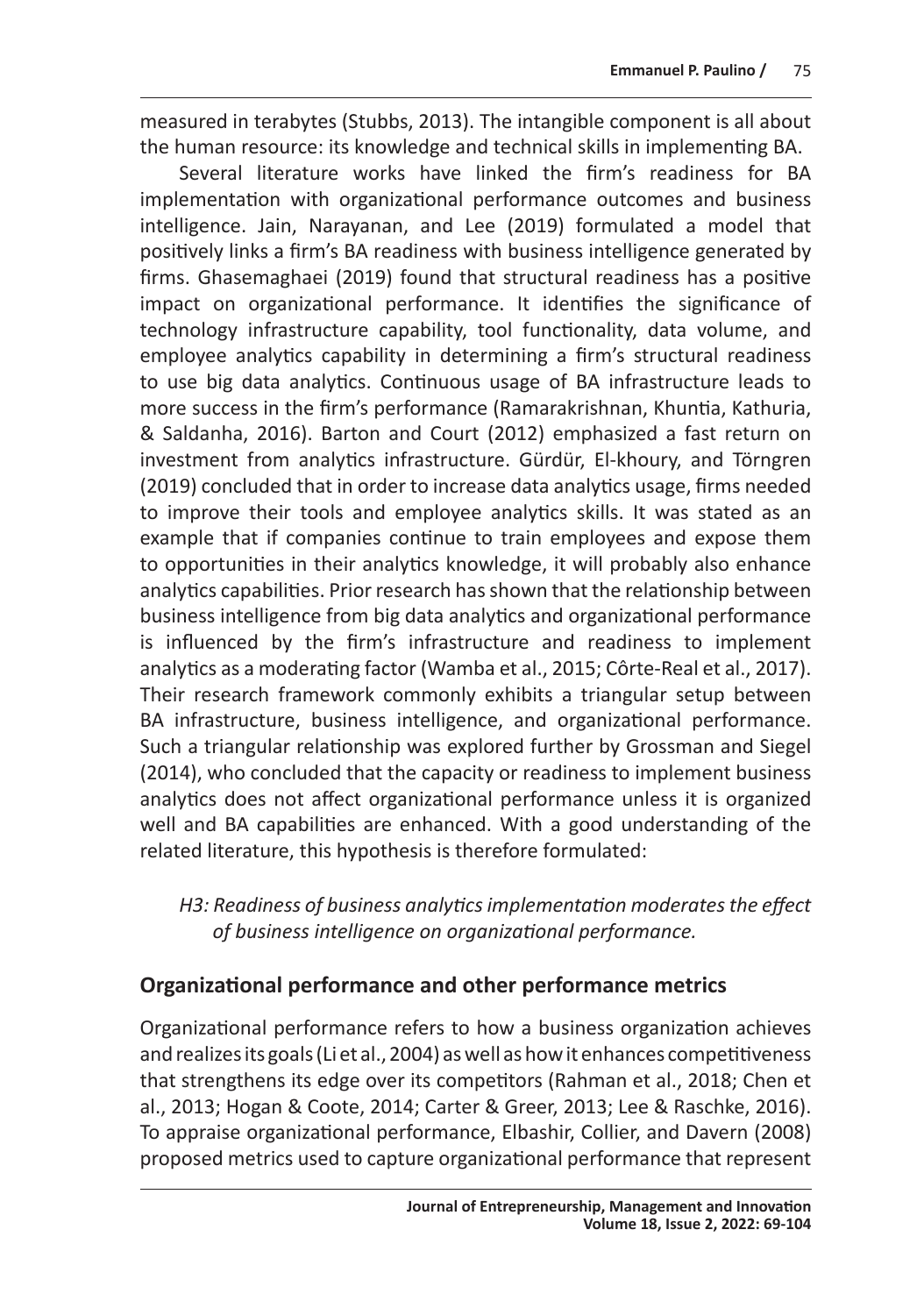measured in terabytes (Stubbs, 2013). The intangible component is all about the human resource: its knowledge and technical skills in implementing BA.

Several literature works have linked the firm's readiness for BA implementation with organizational performance outcomes and business intelligence. Jain, Narayanan, and Lee (2019) formulated a model that positively links a firm's BA readiness with business intelligence generated by firms. Ghasemaghaei (2019) found that structural readiness has a positive impact on organizational performance. It identifies the significance of technology infrastructure capability, tool functionality, data volume, and employee analytics capability in determining a firm's structural readiness to use big data analytics. Continuous usage of BA infrastructure leads to more success in the firm's performance (Ramarakrishnan, Khuntia, Kathuria, & Saldanha, 2016). Barton and Court (2012) emphasized a fast return on investment from analytics infrastructure. Gürdür, El-khoury, and Törngren (2019) concluded that in order to increase data analytics usage, firms needed to improve their tools and employee analytics skills. It was stated as an example that if companies continue to train employees and expose them to opportunities in their analytics knowledge, it will probably also enhance analytics capabilities. Prior research has shown that the relationship between business intelligence from big data analytics and organizational performance is influenced by the firm's infrastructure and readiness to implement analytics as a moderating factor (Wamba et al., 2015; Côrte-Real et al., 2017). Their research framework commonly exhibits a triangular setup between BA infrastructure, business intelligence, and organizational performance. Such a triangular relationship was explored further by Grossman and Siegel (2014), who concluded that the capacity or readiness to implement business analytics does not affect organizational performance unless it is organized well and BA capabilities are enhanced. With a good understanding of the related literature, this hypothesis is therefore formulated:

*H3: Readiness of business analytics implementation moderates the effect of business intelligence on organizational performance.*

## Organizational performance and other performance metrics

Organizational performance refers to how a business organization achieves and realizes its goals (Li et al., 2004) as well as how it enhances competitiveness that strengthens its edge over its competitors (Rahman et al., 2018; Chen et al., 2013; Hogan & Coote, 2014; Carter & Greer, 2013; Lee & Raschke, 2016). To appraise organizational performance, Elbashir, Collier, and Davern (2008) proposed metrics used to capture organizational performance that represent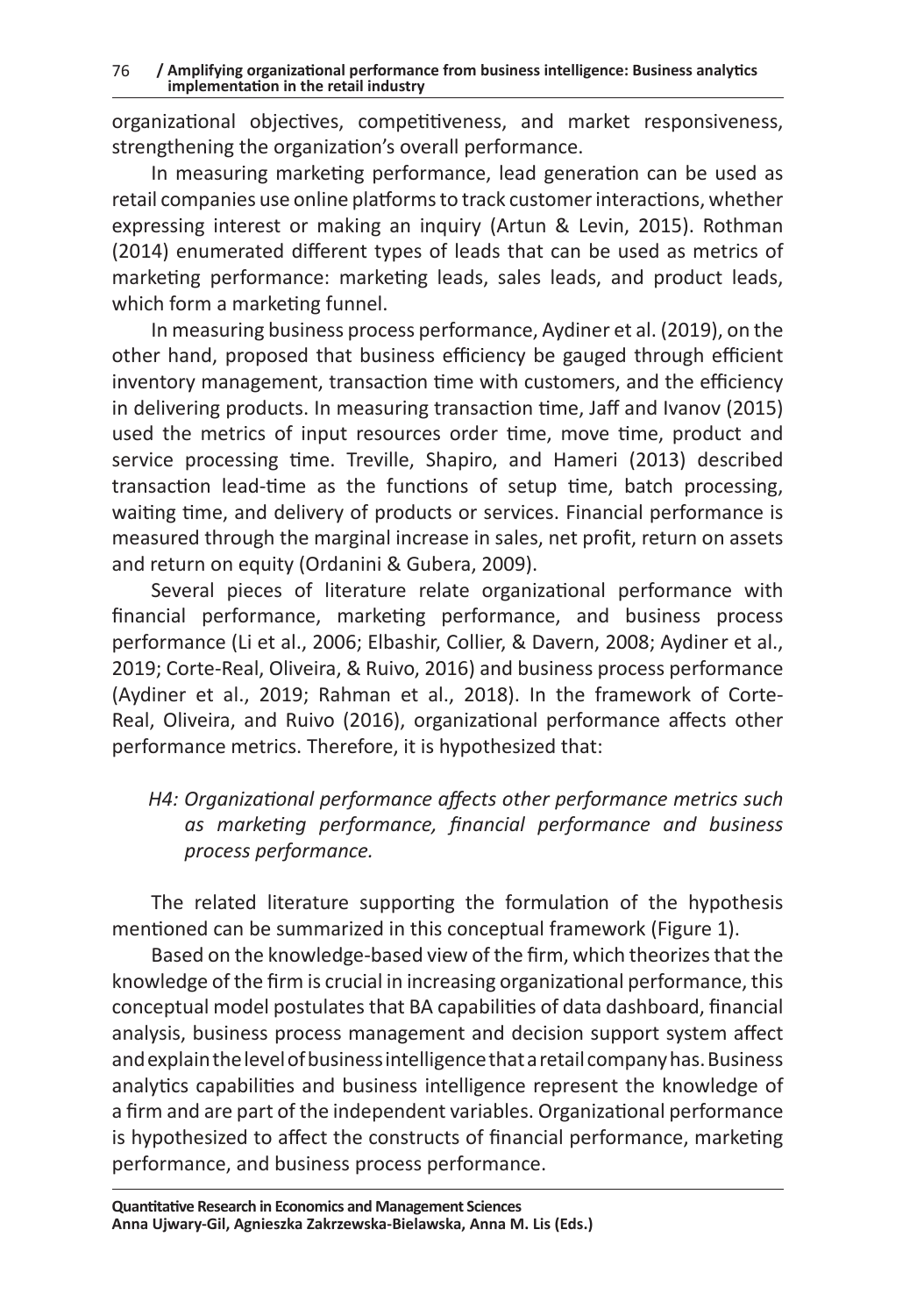organizational objectives, competitiveness, and market responsiveness, strengthening the organization's overall performance.

In measuring marketing performance, lead generation can be used as retail companies use online platforms to track customer interactions, whether expressing interest or making an inquiry (Artun & Levin, 2015). Rothman (2014) enumerated different types of leads that can be used as metrics of marketing performance: marketing leads, sales leads, and product leads, which form a marketing funnel.

In measuring business process performance, Aydiner et al. (2019), on the other hand, proposed that business efficiency be gauged through efficient inventory management, transaction time with customers, and the efficiency in delivering products. In measuring transaction time, Jaff and Ivanov (2015) used the metrics of input resources order time, move time, product and service processing time. Treville, Shapiro, and Hameri (2013) described transaction lead-time as the functions of setup time, batch processing, waiting time, and delivery of products or services. Financial performance is measured through the marginal increase in sales, net profit, return on assets and return on equity (Ordanini & Gubera, 2009).

Several pieces of literature relate organizational performance with financial performance, marketing performance, and business process performance (Li et al., 2006; Elbashir, Collier, & Davern, 2008; Aydiner et al., 2019; Corte-Real, Oliveira, & Ruivo, 2016) and business process performance (Aydiner et al., 2019; Rahman et al., 2018). In the framework of Corte-Real, Oliveira, and Ruivo (2016), organizational performance affects other performance metrics. Therefore, it is hypothesized that:

*H4: Organizational performance affects other performance metrics such as marketing performance, financial performance and business process performance.*

The related literature supporting the formulation of the hypothesis mentioned can be summarized in this conceptual framework (Figure 1).

Based on the knowledge-based view of the firm, which theorizes that the knowledge of the firm is crucial in increasing organizational performance, this conceptual model postulates that BA capabilities of data dashboard, financial analysis, business process management and decision support system affect and explain the level of business intelligence that a retail company has. Business analytics capabilities and business intelligence represent the knowledge of a firm and are part of the independent variables. Organizational performance is hypothesized to affect the constructs of financial performance, marketing performance, and business process performance.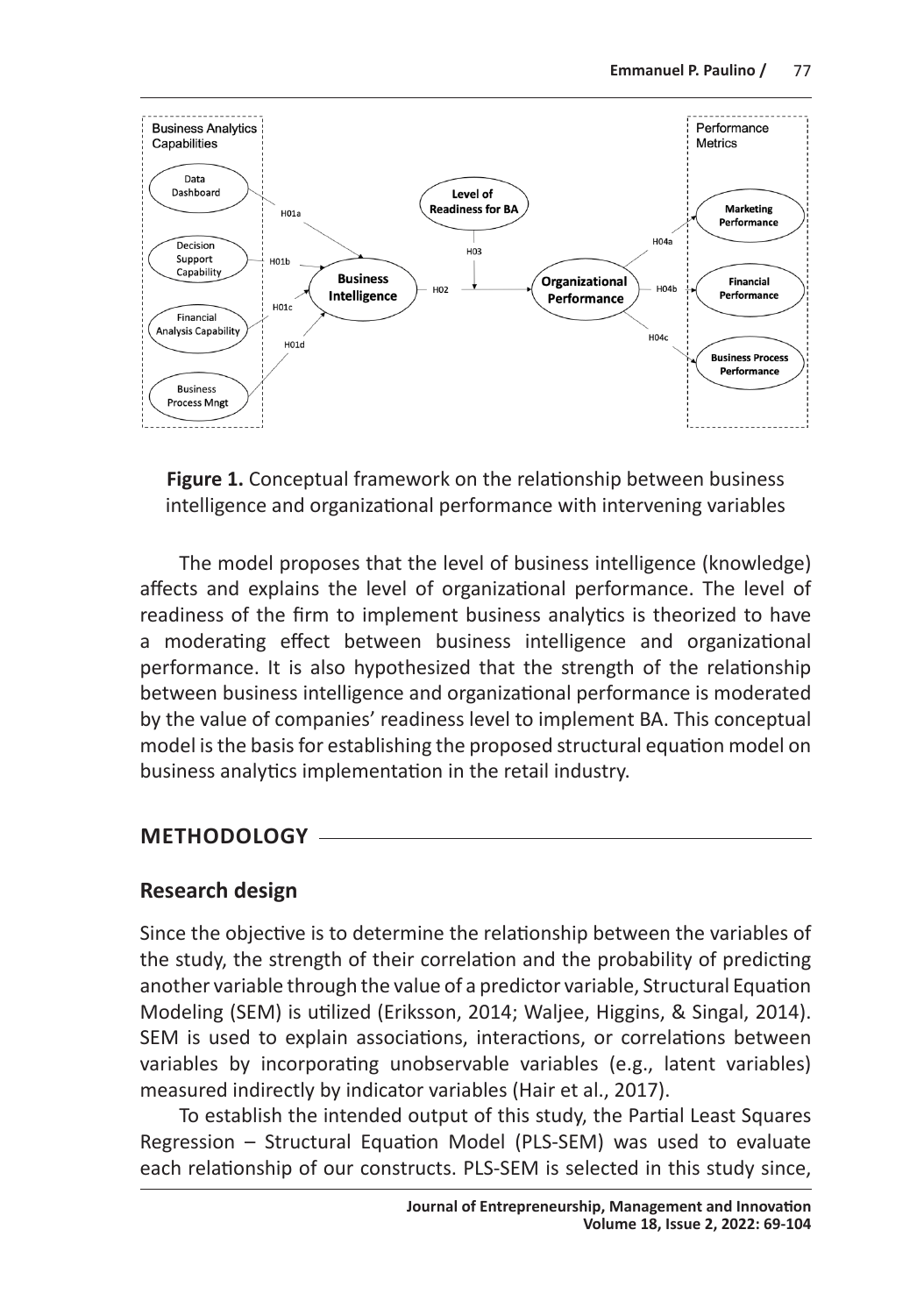**Figure 1.** Conceptual framework on the relationship between business intelligence and organizational performance with intervening variables

The model proposes that the level of business intelligence (knowledge) affects and explains the level of organizational performance. The level of readiness of the firm to implement business analytics is theorized to have a moderating effect between business intelligence and organizational performance. It is also hypothesized that the strength of the relationship between business intelligence and organizational performance is moderated by the value of companies' readiness level to implement BA. This conceptual model is the basis for establishing the proposed structural equation model on business analytics implementation in the retail industry.

## METHODOLOGY

### Research design

Since the objective is to determine the relationship between the variables of the study, the strength of their correlation and the probability of predicting another variable through the value of a predictor variable, Structural Equation Modeling (SEM) is utilized (Eriksson, 2014; Waljee, Higgins, & Singal, 2014). SEM is used to explain associations, interactions, or correlations between variables by incorporating unobservable variables (e.g., latent variables) measured indirectly by indicator variables (Hair et al., 2017).

To establish the intended output of this study, the Partial Least Squares Regression – Structural Equation Model (PLS-SEM) was used to evaluate each relationship of our constructs. PLS-SEM is selected in this study since,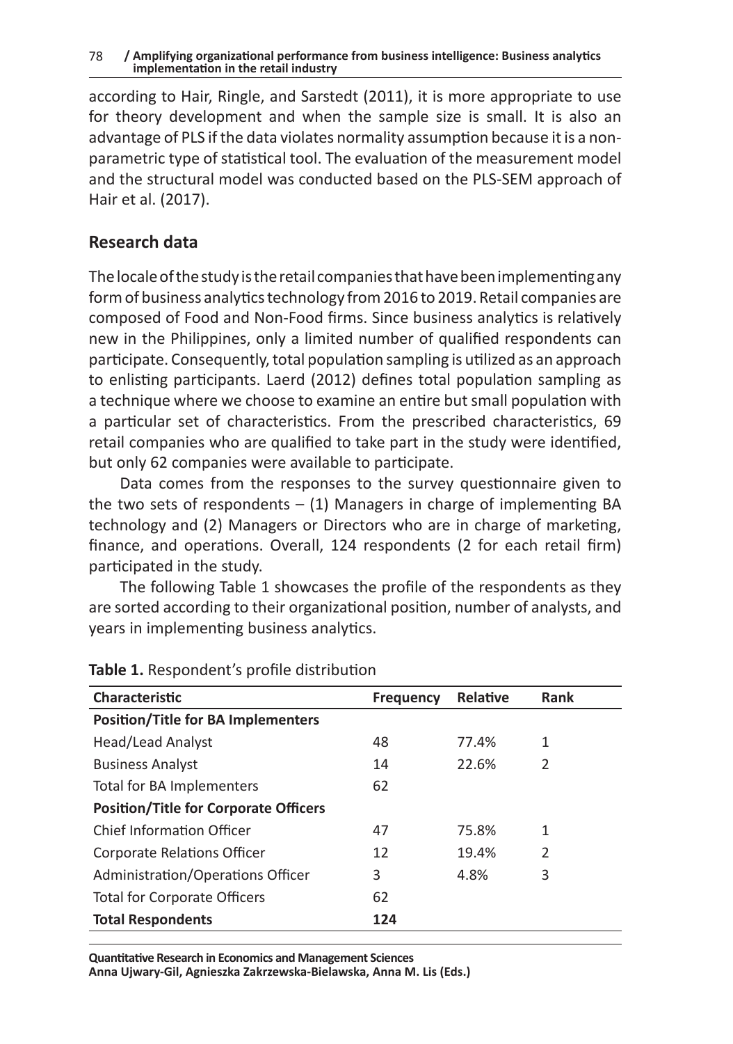according to Hair, Ringle, and Sarstedt (2011), it is more appropriate to use for theory development and when the sample size is small. It is also an advantage of PLS if the data violates normality assumption because it is a non-parametric type of statistical tool. The evaluation of the measurement model and the structural model was conducted based on the PLS-SEM approach of Hair et al. (2017).

## Research data

The locale of the study is the retail companies that have been implementing any form of business analytics technology from 2016 to 2019. Retail companies are composed of Food and Non-Food firms. Since business analytics is relatively new in the Philippines, only a limited number of qualified respondents can participate. Consequently, total population sampling is utilized as an approach to enlisting participants. Laerd (2012) defines total population sampling as a technique where we choose to examine an entire but small population with a particular set of characteristics. From the prescribed characteristics, 69 retail companies who are qualified to take part in the study were identified, but only 62 companies were available to participate.

Data comes from the responses to the survey questionnaire given to the two sets of respondents – (1) Managers in charge of implementing BA technology and (2) Managers or Directors who are in charge of marketing, finance, and operations. Overall, 124 respondents (2 for each retail firm) participated in the study.

The following Table 1 showcases the profile of the respondents as they are sorted according to their organizational position, number of analysts, and years in implementing business analytics.

**Table 1.** Respondent's profile distribution

| Characteristic | Frequency | Relative | Rank |
|---|---|---|---|
| **Position/Title for BA Implementers** | | | |
| Head/Lead Analyst | 48 | 77.4% | 1 |
| Business Analyst | 14 | 22.6% | 2 |
| Total for BA Implementers | 62 | | |
| **Position/Title for Corporate Officers** | | | |
| Chief Information Officer | 47 | 75.8% | 1 |
| Corporate Relations Officer | 12 | 19.4% | 2 |
| Administration/Operations Officer | 3 | 4.8% | 3 |
| Total for Corporate Officers | 62 | | |
| **Total Respondents** | **124** | | |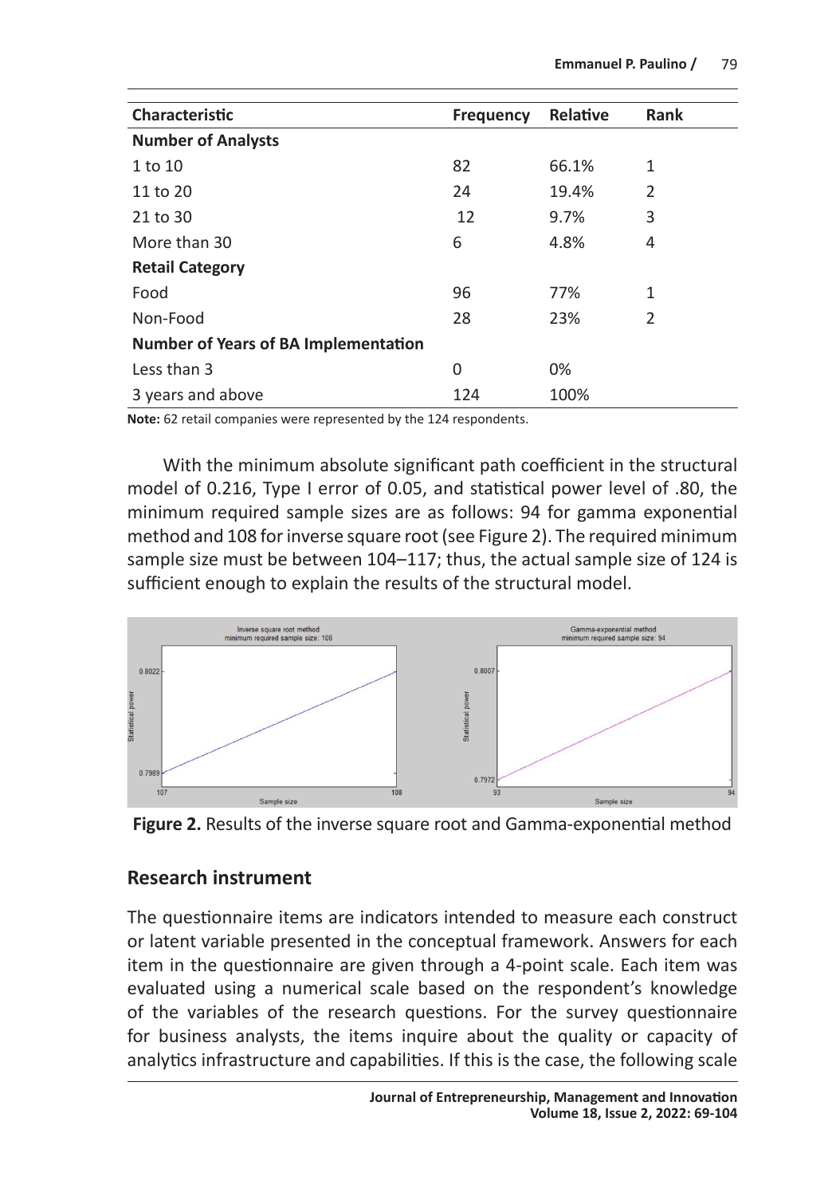| Characteristic | Frequency | Relative | Rank |
|---|---|---|---|
| **Number of Analysts** | | | |
| 1 to 10 | 82 | 66.1% | 1 |
| 11 to 20 | 24 | 19.4% | 2 |
| 21 to 30 | 12 | 9.7% | 3 |
| More than 30 | 6 | 4.8% | 4 |
| **Retail Category** | | | |
| Food | 96 | 77% | 1 |
| Non-Food | 28 | 23% | 2 |
| **Number of Years of BA Implementation** | | | |
| Less than 3 | 0 | 0% | |
| 3 years and above | 124 | 100% | |

**Note:** 62 retail companies were represented by the 124 respondents.

With the minimum absolute significant path coefficient in the structural model of 0.216, Type I error of 0.05, and statistical power level of .80, the minimum required sample sizes are as follows: 94 for gamma exponential method and 108 for inverse square root (see Figure 2). The required minimum sample size must be between 104–117; thus, the actual sample size of 124 is sufficient enough to explain the results of the structural model.

**Figure 2.** Results of the inverse square root and Gamma-exponential method

## Research instrument

The questionnaire items are indicators intended to measure each construct or latent variable presented in the conceptual framework. Answers for each item in the questionnaire are given through a 4-point scale. Each item was evaluated using a numerical scale based on the respondent's knowledge of the variables of the research questions. For the survey questionnaire for business analysts, the items inquire about the quality or capacity of analytics infrastructure and capabilities. If this is the case, the following scale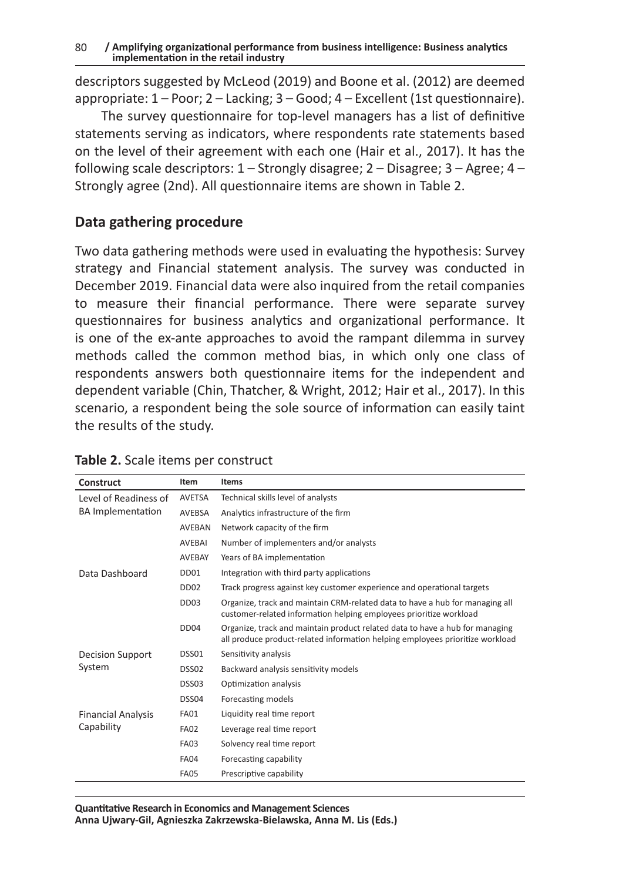descriptors suggested by McLeod (2019) and Boone et al. (2012) are deemed appropriate: 1 – Poor; 2 – Lacking; 3 – Good; 4 – Excellent (1st questionnaire).

The survey questionnaire for top-level managers has a list of definitive statements serving as indicators, where respondents rate statements based on the level of their agreement with each one (Hair et al., 2017). It has the following scale descriptors: 1 – Strongly disagree; 2 – Disagree; 3 – Agree; 4 – Strongly agree (2nd). All questionnaire items are shown in Table 2.

## Data gathering procedure

Two data gathering methods were used in evaluating the hypothesis: Survey strategy and Financial statement analysis. The survey was conducted in December 2019. Financial data were also inquired from the retail companies to measure their financial performance. There were separate survey questionnaires for business analytics and organizational performance. It is one of the ex-ante approaches to avoid the rampant dilemma in survey methods called the common method bias, in which only one class of respondents answers both questionnaire items for the independent and dependent variable (Chin, Thatcher, & Wright, 2012; Hair et al., 2017). In this scenario, a respondent being the sole source of information can easily taint the results of the study.

**Table 2.** Scale items per construct

| Construct | Item | Items |
|---|---|---|
| Level of Readiness of BA Implementation | AVETSA | Technical skills level of analysts |
| | AVEBSA | Analytics infrastructure of the firm |
| | AVEBAN | Network capacity of the firm |
| | AVEBAI | Number of implementers and/or analysts |
| | AVEBAY | Years of BA implementation |
| Data Dashboard | DD01 | Integration with third party applications |
| | DD02 | Track progress against key customer experience and operational targets |
| | DD03 | Organize, track and maintain CRM-related data to have a hub for managing all customer-related information helping employees prioritize workload |
| | DD04 | Organize, track and maintain product related data to have a hub for managing all produce product-related information helping employees prioritize workload |
| Decision Support System | DSS01 | Sensitivity analysis |
| | DSS02 | Backward analysis sensitivity models |
| | DSS03 | Optimization analysis |
| | DSS04 | Forecasting models |
| Financial Analysis Capability | FA01 | Liquidity real time report |
| | FA02 | Leverage real time report |
| | FA03 | Solvency real time report |
| | FA04 | Forecasting capability |
| | FA05 | Prescriptive capability |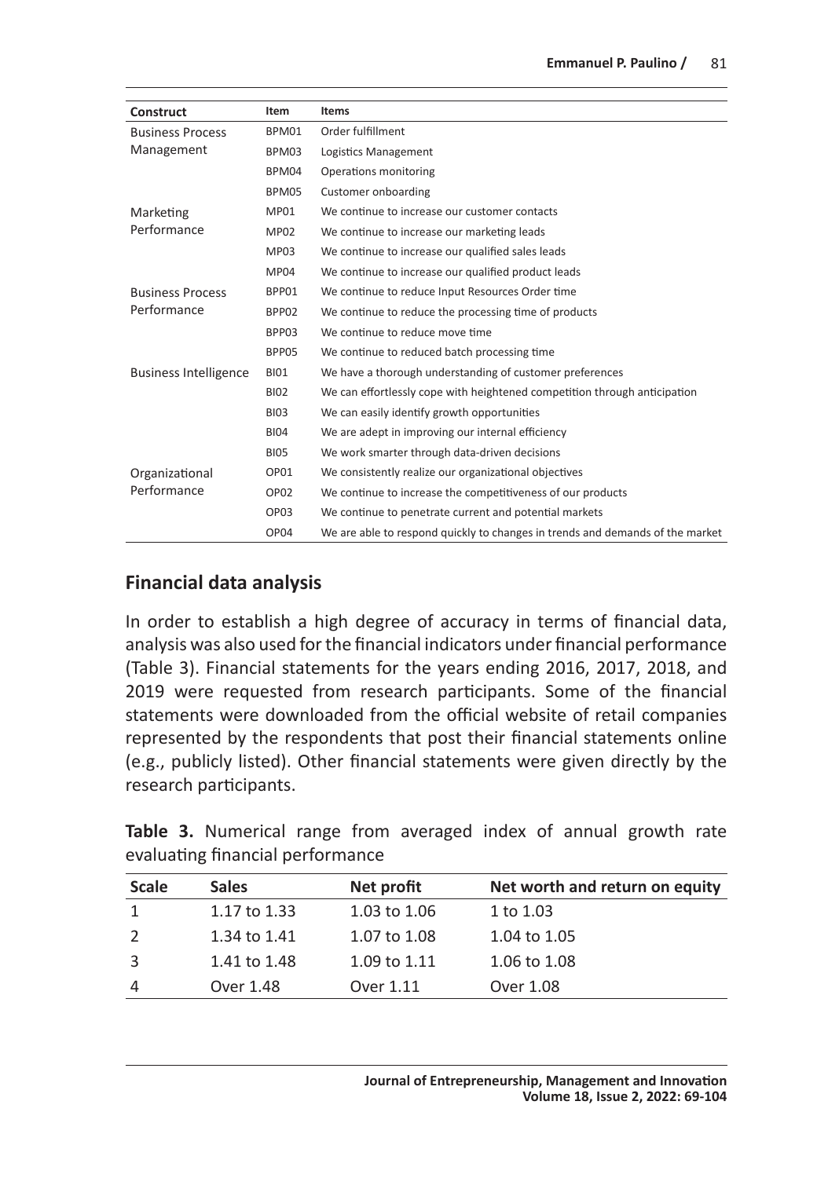| Construct | Item | Items |
|---|---|---|
| Business Process Management | BPM01 | Order fulfillment |
| | BPM03 | Logistics Management |
| | BPM04 | Operations monitoring |
| | BPM05 | Customer onboarding |
| Marketing Performance | MP01 | We continue to increase our customer contacts |
| | MP02 | We continue to increase our marketing leads |
| | MP03 | We continue to increase our qualified sales leads |
| | MP04 | We continue to increase our qualified product leads |
| Business Process Performance | BPP01 | We continue to reduce Input Resources Order time |
| | BPP02 | We continue to reduce the processing time of products |
| | BPP03 | We continue to reduce move time |
| | BPP05 | We continue to reduced batch processing time |
| Business Intelligence | BI01 | We have a thorough understanding of customer preferences |
| | BI02 | We can effortlessly cope with heightened competition through anticipation |
| | BI03 | We can easily identify growth opportunities |
| | BI04 | We are adept in improving our internal efficiency |
| | BI05 | We work smarter through data-driven decisions |
| Organizational Performance | OP01 | We consistently realize our organizational objectives |
| | OP02 | We continue to increase the competitiveness of our products |
| | OP03 | We continue to penetrate current and potential markets |
| | OP04 | We are able to respond quickly to changes in trends and demands of the market |

## Financial data analysis

In order to establish a high degree of accuracy in terms of financial data, analysis was also used for the financial indicators under financial performance (Table 3). Financial statements for the years ending 2016, 2017, 2018, and 2019 were requested from research participants. Some of the financial statements were downloaded from the official website of retail companies represented by the respondents that post their financial statements online (e.g., publicly listed). Other financial statements were given directly by the research participants.

**Table 3.** Numerical range from averaged index of annual growth rate evaluating financial performance

| Scale | Sales | Net profit | Net worth and return on equity |
|---|---|---|---|
| 1 | 1.17 to 1.33 | 1.03 to 1.06 | 1 to 1.03 |
| 2 | 1.34 to 1.41 | 1.07 to 1.08 | 1.04 to 1.05 |
| 3 | 1.41 to 1.48 | 1.09 to 1.11 | 1.06 to 1.08 |
| 4 | Over 1.48 | Over 1.11 | Over 1.08 |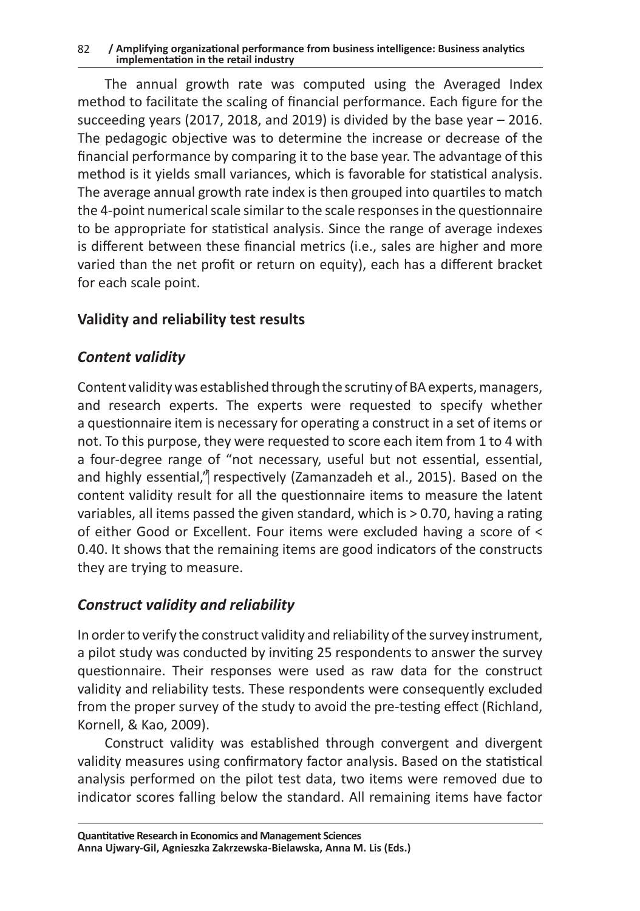The annual growth rate was computed using the Averaged Index method to facilitate the scaling of financial performance. Each figure for the succeeding years (2017, 2018, and 2019) is divided by the base year – 2016. The pedagogic objective was to determine the increase or decrease of the financial performance by comparing it to the base year. The advantage of this method is it yields small variances, which is favorable for statistical analysis. The average annual growth rate index is then grouped into quartiles to match the 4-point numerical scale similar to the scale responses in the questionnaire to be appropriate for statistical analysis. Since the range of average indexes is different between these financial metrics (i.e., sales are higher and more varied than the net profit or return on equity), each has a different bracket for each scale point.

## Validity and reliability test results

### *Content validity*

Content validity was established through the scrutiny of BA experts, managers, and research experts. The experts were requested to specify whether a questionnaire item is necessary for operating a construct in a set of items or not. To this purpose, they were requested to score each item from 1 to 4 with a four-degree range of "not necessary, useful but not essential, essential, and highly essential," respectively (Zamanzadeh et al., 2015). Based on the content validity result for all the questionnaire items to measure the latent variables, all items passed the given standard, which is > 0.70, having a rating of either Good or Excellent. Four items were excluded having a score of < 0.40. It shows that the remaining items are good indicators of the constructs they are trying to measure.

### *Construct validity and reliability*

In order to verify the construct validity and reliability of the survey instrument, a pilot study was conducted by inviting 25 respondents to answer the survey questionnaire. Their responses were used as raw data for the construct validity and reliability tests. These respondents were consequently excluded from the proper survey of the study to avoid the pre-testing effect (Richland, Kornell, & Kao, 2009).

Construct validity was established through convergent and divergent validity measures using confirmatory factor analysis. Based on the statistical analysis performed on the pilot test data, two items were removed due to indicator scores falling below the standard. All remaining items have factor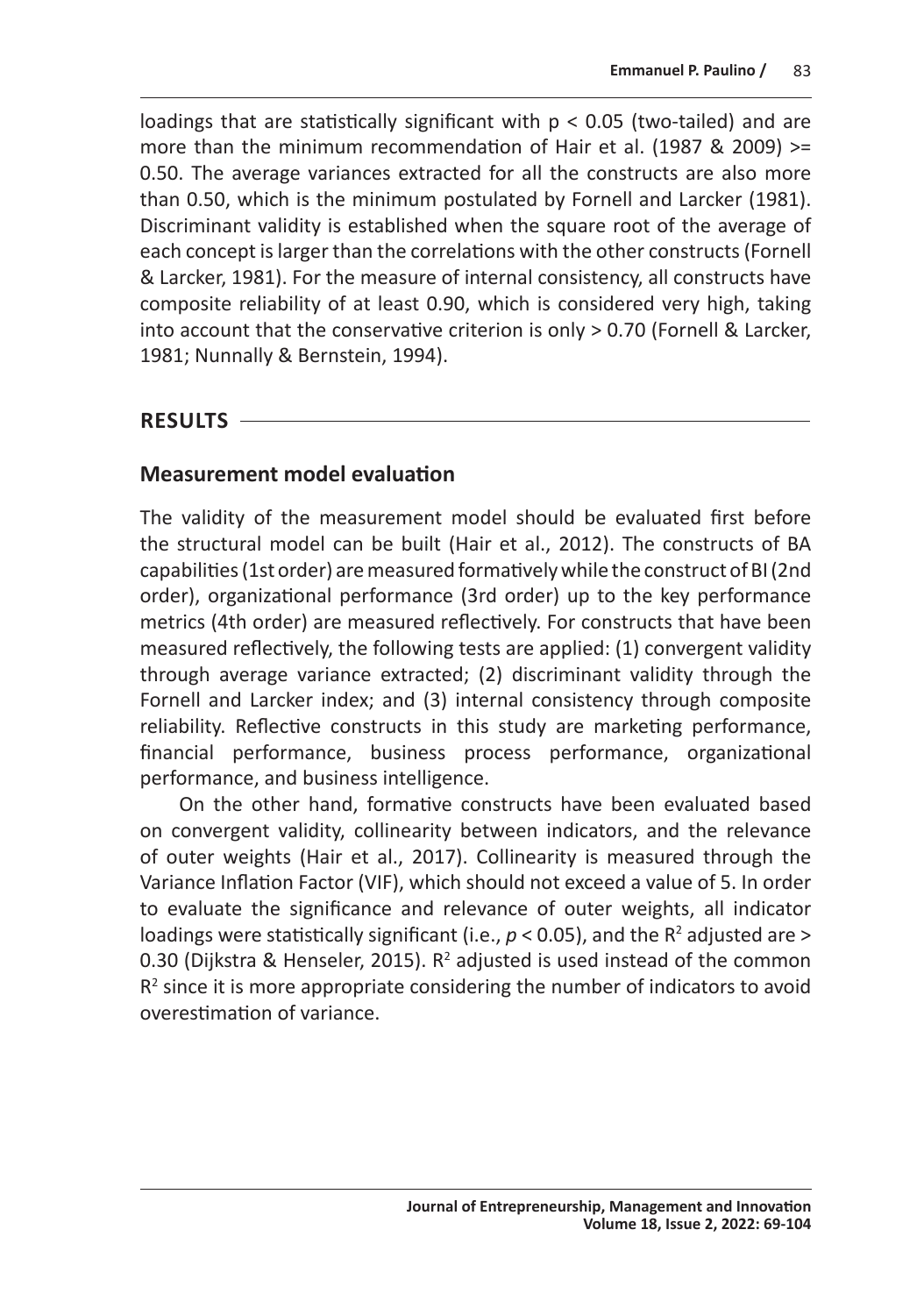loadings that are statistically significant with $p < 0.05$ (two-tailed) and are more than the minimum recommendation of Hair et al. (1987 & 2009) >= 0.50. The average variances extracted for all the constructs are also more than 0.50, which is the minimum postulated by Fornell and Larcker (1981). Discriminant validity is established when the square root of the average of each concept is larger than the correlations with the other constructs (Fornell & Larcker, 1981). For the measure of internal consistency, all constructs have composite reliability of at least 0.90, which is considered very high, taking into account that the conservative criterion is only > 0.70 (Fornell & Larcker, 1981; Nunnally & Bernstein, 1994).

## RESULTS

### Measurement model evaluation

The validity of the measurement model should be evaluated first before the structural model can be built (Hair et al., 2012). The constructs of BA capabilities (1st order) are measured formatively while the construct of BI (2nd order), organizational performance (3rd order) up to the key performance metrics (4th order) are measured reflectively. For constructs that have been measured reflectively, the following tests are applied: (1) convergent validity through average variance extracted; (2) discriminant validity through the Fornell and Larcker index; and (3) internal consistency through composite reliability. Reflective constructs in this study are marketing performance, financial performance, business process performance, organizational performance, and business intelligence.

On the other hand, formative constructs have been evaluated based on convergent validity, collinearity between indicators, and the relevance of outer weights (Hair et al., 2017). Collinearity is measured through the Variance Inflation Factor (VIF), which should not exceed a value of 5. In order to evaluate the significance and relevance of outer weights, all indicator loadings were statistically significant (i.e., $p < 0.05$), and the $R^2$ adjusted are > 0.30 (Dijkstra & Henseler, 2015). $R^2$ adjusted is used instead of the common $R^2$ since it is more appropriate considering the number of indicators to avoid overestimation of variance.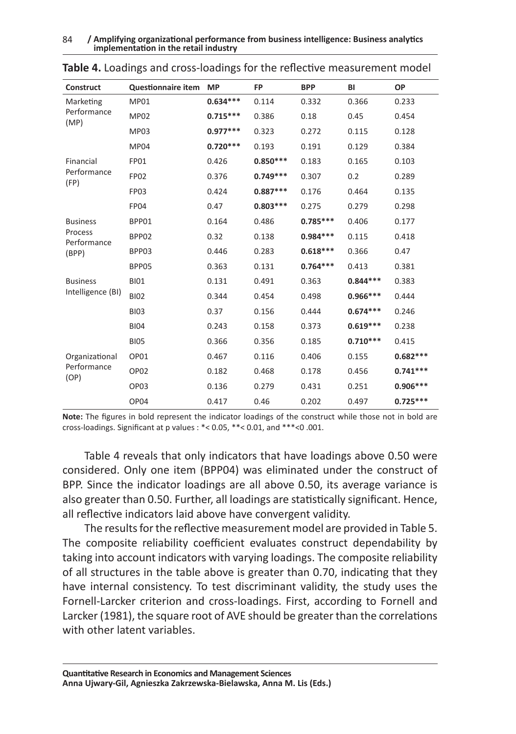**Table 4.** Loadings and cross-loadings for the reflective measurement model

| Construct | Questionnaire item | MP | FP | BPP | BI | OP |
|---|---|---|---|---|---|---|
| Marketing Performance (MP) | MP01 | **0.634*** ** | 0.114 | 0.332 | 0.366 | 0.233 |
| | MP02 | **0.715*** ** | 0.386 | 0.18 | 0.45 | 0.454 |
| | MP03 | **0.977*** ** | 0.323 | 0.272 | 0.115 | 0.128 |
| | MP04 | **0.720*** ** | 0.193 | 0.191 | 0.129 | 0.384 |
| Financial Performance (FP) | FP01 | 0.426 | **0.850*** ** | 0.183 | 0.165 | 0.103 |
| | FP02 | 0.376 | **0.749*** ** | 0.307 | 0.2 | 0.289 |
| | FP03 | 0.424 | **0.887*** ** | 0.176 | 0.464 | 0.135 |
| | FP04 | 0.47 | **0.803*** ** | 0.275 | 0.279 | 0.298 |
| Business Process Performance (BPP) | BPP01 | 0.164 | 0.486 | **0.785*** ** | 0.406 | 0.177 |
| | BPP02 | 0.32 | 0.138 | **0.984*** ** | 0.115 | 0.418 |
| | BPP03 | 0.446 | 0.283 | **0.618*** ** | 0.366 | 0.47 |
| | BPP05 | 0.363 | 0.131 | **0.764*** ** | 0.413 | 0.381 |
| Business Intelligence (BI) | BI01 | 0.131 | 0.491 | 0.363 | **0.844*** ** | 0.383 |
| | BI02 | 0.344 | 0.454 | 0.498 | **0.966*** ** | 0.444 |
| | BI03 | 0.37 | 0.156 | 0.444 | **0.674*** ** | 0.246 |
| | BI04 | 0.243 | 0.158 | 0.373 | **0.619*** ** | 0.238 |
| | BI05 | 0.366 | 0.356 | 0.185 | **0.710*** ** | 0.415 |
| Organizational Performance (OP) | OP01 | 0.467 | 0.116 | 0.406 | 0.155 | **0.682*** ** |
| | OP02 | 0.182 | 0.468 | 0.178 | 0.456 | **0.741*** ** |
| | OP03 | 0.136 | 0.279 | 0.431 | 0.251 | **0.906*** ** |
| | OP04 | 0.417 | 0.46 | 0.202 | 0.497 | **0.725*** ** |

**Note:** The figures in bold represent the indicator loadings of the construct while those not in bold are cross-loadings. Significant at p values : *< 0.05, **< 0.01, and ***<0 .001.

Table 4 reveals that only indicators that have loadings above 0.50 were considered. Only one item (BPP04) was eliminated under the construct of BPP. Since the indicator loadings are all above 0.50, its average variance is also greater than 0.50. Further, all loadings are statistically significant. Hence, all reflective indicators laid above have convergent validity.

The results for the reflective measurement model are provided in Table 5. The composite reliability coefficient evaluates construct dependability by taking into account indicators with varying loadings. The composite reliability of all structures in the table above is greater than 0.70, indicating that they have internal consistency. To test discriminant validity, the study uses the Fornell-Larcker criterion and cross-loadings. First, according to Fornell and Larcker (1981), the square root of AVE should be greater than the correlations with other latent variables.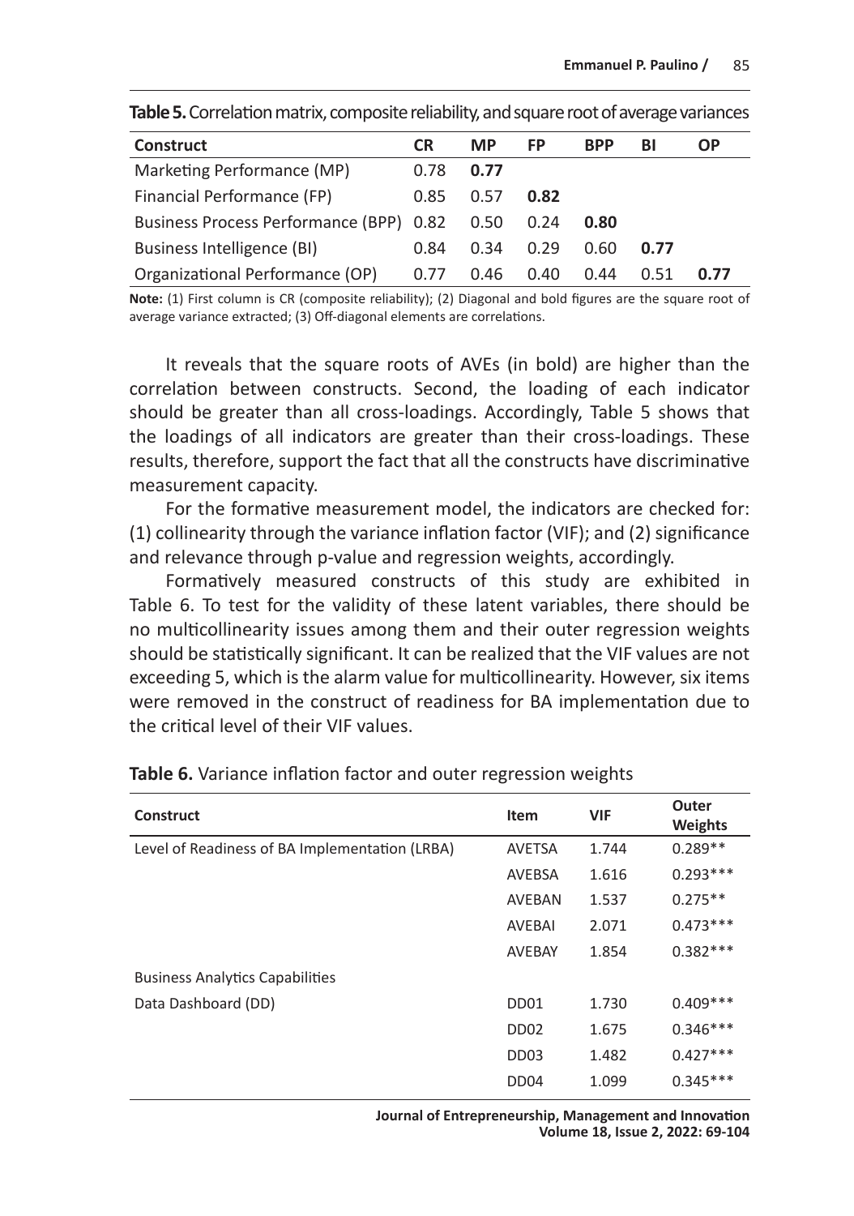**Table 5.** Correlation matrix, composite reliability, and square root of average variances

| Construct | CR | MP | FP | BPP | BI | OP |
|---|---|---|---|---|---|---|
| Marketing Performance (MP) | 0.78 | **0.77** | | | | |
| Financial Performance (FP) | 0.85 | 0.57 | **0.82** | | | |
| Business Process Performance (BPP) | 0.82 | 0.50 | 0.24 | **0.80** | | |
| Business Intelligence (BI) | 0.84 | 0.34 | 0.29 | 0.60 | **0.77** | |
| Organizational Performance (OP) | 0.77 | 0.46 | 0.40 | 0.44 | 0.51 | **0.77** |

**Note:** (1) First column is CR (composite reliability); (2) Diagonal and bold figures are the square root of average variance extracted; (3) Off-diagonal elements are correlations.

It reveals that the square roots of AVEs (in bold) are higher than the correlation between constructs. Second, the loading of each indicator should be greater than all cross-loadings. Accordingly, Table 5 shows that the loadings of all indicators are greater than their cross-loadings. These results, therefore, support the fact that all the constructs have discriminative measurement capacity.

For the formative measurement model, the indicators are checked for: (1) collinearity through the variance inflation factor (VIF); and (2) significance and relevance through p-value and regression weights, accordingly.

Formatively measured constructs of this study are exhibited in Table 6. To test for the validity of these latent variables, there should be no multicollinearity issues among them and their outer regression weights should be statistically significant. It can be realized that the VIF values are not exceeding 5, which is the alarm value for multicollinearity. However, six items were removed in the construct of readiness for BA implementation due to the critical level of their VIF values.

**Table 6.** Variance inflation factor and outer regression weights

| Construct | Item | VIF | Outer Weights |
|---|---|---|---|
| Level of Readiness of BA Implementation (LRBA) | AVETSA | 1.744 | 0.289** |
| | AVEBSA | 1.616 | 0.293*** |
| | AVEBAN | 1.537 | 0.275** |
| | AVEBAI | 2.071 | 0.473*** |
| | AVEBAY | 1.854 | 0.382*** |
| Business Analytics Capabilities | | | |
| Data Dashboard (DD) | DD01 | 1.730 | 0.409*** |
| | DD02 | 1.675 | 0.346*** |
| | DD03 | 1.482 | 0.427*** |
| | DD04 | 1.099 | 0.345*** |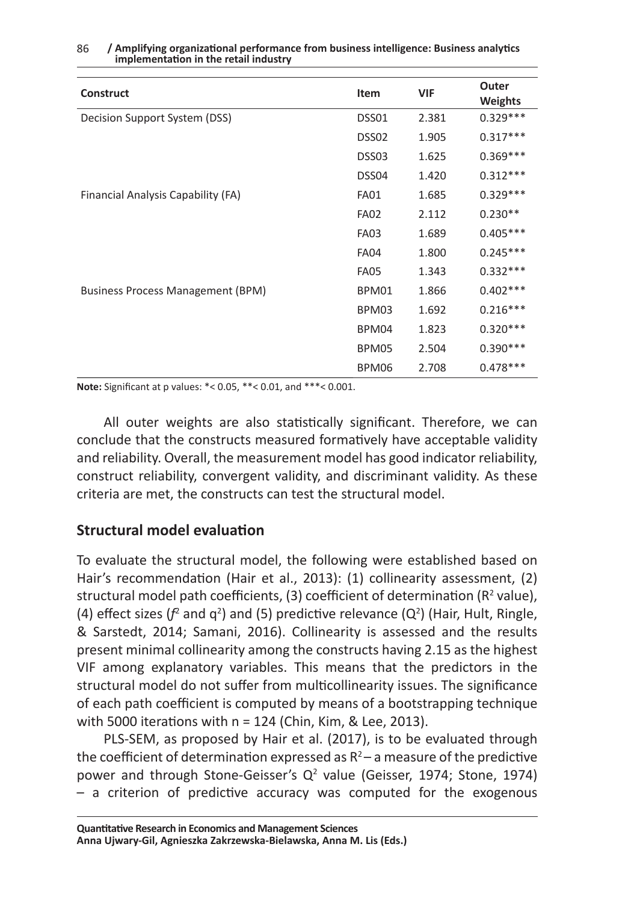| Construct | Item | VIF | Outer Weights |
|---|---|---|---|
| Decision Support System (DSS) | DSS01 | 2.381 | 0.329*** |
| | DSS02 | 1.905 | 0.317*** |
| | DSS03 | 1.625 | 0.369*** |
| | DSS04 | 1.420 | 0.312*** |
| Financial Analysis Capability (FA) | FA01 | 1.685 | 0.329*** |
| | FA02 | 2.112 | 0.230** |
| | FA03 | 1.689 | 0.405*** |
| | FA04 | 1.800 | 0.245*** |
| | FA05 | 1.343 | 0.332*** |
| Business Process Management (BPM) | BPM01 | 1.866 | 0.402*** |
| | BPM03 | 1.692 | 0.216*** |
| | BPM04 | 1.823 | 0.320*** |
| | BPM05 | 2.504 | 0.390*** |
| | BPM06 | 2.708 | 0.478*** |

**Note:** Significant at p values: *< 0.05, **< 0.01, and ***< 0.001.

All outer weights are also statistically significant. Therefore, we can conclude that the constructs measured formatively have acceptable validity and reliability. Overall, the measurement model has good indicator reliability, construct reliability, convergent validity, and discriminant validity. As these criteria are met, the constructs can test the structural model.

## Structural model evaluation

To evaluate the structural model, the following were established based on Hair's recommendation (Hair et al., 2013): (1) collinearity assessment, (2) structural model path coefficients, (3) coefficient of determination ($R^2$ value), (4) effect sizes ($f^2$ and $q^2$) and (5) predictive relevance ($Q^2$) (Hair, Hult, Ringle, & Sarstedt, 2014; Samani, 2016). Collinearity is assessed and the results present minimal collinearity among the constructs having 2.15 as the highest VIF among explanatory variables. This means that the predictors in the structural model do not suffer from multicollinearity issues. The significance of each path coefficient is computed by means of a bootstrapping technique with 5000 iterations with n = 124 (Chin, Kim, & Lee, 2013).

PLS-SEM, as proposed by Hair et al. (2017), is to be evaluated through the coefficient of determination expressed as $R^2$ – a measure of the predictive power and through Stone-Geisser's $Q^2$ value (Geisser, 1974; Stone, 1974) – a criterion of predictive accuracy was computed for the exogenous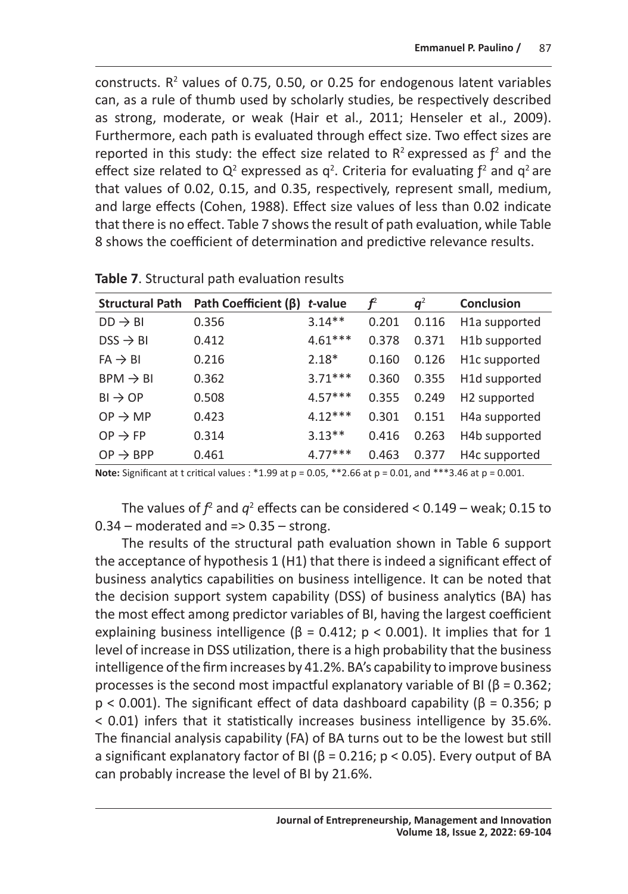constructs. $R^2$ values of 0.75, 0.50, or 0.25 for endogenous latent variables can, as a rule of thumb used by scholarly studies, be respectively described as strong, moderate, or weak (Hair et al., 2011; Henseler et al., 2009). Furthermore, each path is evaluated through effect size. Two effect sizes are reported in this study: the effect size related to $R^2$ expressed as $f^2$ and the effect size related to $Q^2$ expressed as $q^2$. Criteria for evaluating $f^2$ and $q^2$ are that values of 0.02, 0.15, and 0.35, respectively, represent small, medium, and large effects (Cohen, 1988). Effect size values of less than 0.02 indicate that there is no effect. Table 7 shows the result of path evaluation, while Table 8 shows the coefficient of determination and predictive relevance results.

**Table 7**. Structural path evaluation results

| Structural Path | Path Coefficient (β) | *t*-value | $f^2$ | $q^2$ | Conclusion |
|---|---|---|---|---|---|
| DD → BI | 0.356 | 3.14** | 0.201 | 0.116 | H1a supported |
| DSS → BI | 0.412 | 4.61*** | 0.378 | 0.371 | H1b supported |
| FA → BI | 0.216 | 2.18* | 0.160 | 0.126 | H1c supported |
| BPM → BI | 0.362 | 3.71*** | 0.360 | 0.355 | H1d supported |
| BI → OP | 0.508 | 4.57*** | 0.355 | 0.249 | H2 supported |
| OP → MP | 0.423 | 4.12*** | 0.301 | 0.151 | H4a supported |
| OP → FP | 0.314 | 3.13** | 0.416 | 0.263 | H4b supported |
| OP → BPP | 0.461 | 4.77*** | 0.463 | 0.377 | H4c supported |

**Note:** Significant at t critical values : *1.99 at p = 0.05, **2.66 at p = 0.01, and ***3.46 at p = 0.001.

The values of $f^2$ and $q^2$ effects can be considered < 0.149 – weak; 0.15 to 0.34 – moderated and => 0.35 – strong.

The results of the structural path evaluation shown in Table 6 support the acceptance of hypothesis 1 (H1) that there is indeed a significant effect of business analytics capabilities on business intelligence. It can be noted that the decision support system capability (DSS) of business analytics (BA) has the most effect among predictor variables of BI, having the largest coefficient explaining business intelligence (β = 0.412; $p < 0.001$). It implies that for 1 level of increase in DSS utilization, there is a high probability that the business intelligence of the firm increases by 41.2%. BA's capability to improve business processes is the second most impactful explanatory variable of BI (β = 0.362; $p < 0.001$). The significant effect of data dashboard capability (β = 0.356; $p < 0.01$) infers that it statistically increases business intelligence by 35.6%. The financial analysis capability (FA) of BA turns out to be the lowest but still a significant explanatory factor of BI (β = 0.216; $p < 0.05$). Every output of BA can probably increase the level of BI by 21.6%.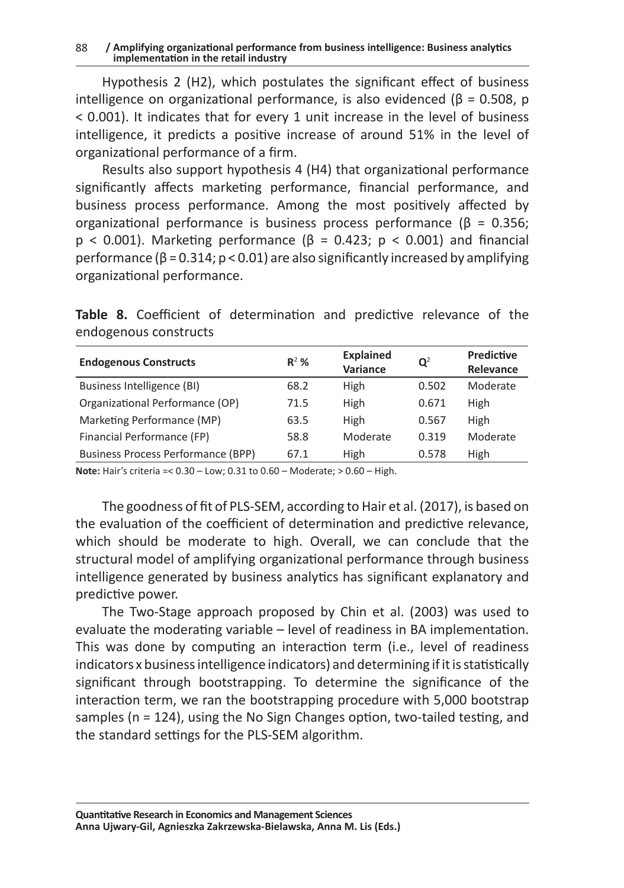Hypothesis 2 (H2), which postulates the significant effect of business intelligence on organizational performance, is also evidenced ($\beta = 0.508$, $p < 0.001$). It indicates that for every 1 unit increase in the level of business intelligence, it predicts a positive increase of around 51% in the level of organizational performance of a firm.

Results also support hypothesis 4 (H4) that organizational performance significantly affects marketing performance, financial performance, and business process performance. Among the most positively affected by organizational performance is business process performance ($\beta = 0.356$; $p < 0.001$). Marketing performance ($\beta = 0.423$; $p < 0.001$) and financial performance ($\beta = 0.314$; $p < 0.01$) are also significantly increased by amplifying organizational performance.

**Table 8.** Coefficient of determination and predictive relevance of the endogenous constructs

| Endogenous Constructs | $R^2$ % | Explained Variance | $Q^2$ | Predictive Relevance |
|---|---|---|---|---|
| Business Intelligence (BI) | 68.2 | High | 0.502 | Moderate |
| Organizational Performance (OP) | 71.5 | High | 0.671 | High |
| Marketing Performance (MP) | 63.5 | High | 0.567 | High |
| Financial Performance (FP) | 58.8 | Moderate | 0.319 | Moderate |
| Business Process Performance (BPP) | 67.1 | High | 0.578 | High |

**Note:** Hair's criteria =< 0.30 – Low; 0.31 to 0.60 – Moderate; > 0.60 – High.

The goodness of fit of PLS-SEM, according to Hair et al. (2017), is based on the evaluation of the coefficient of determination and predictive relevance, which should be moderate to high. Overall, we can conclude that the structural model of amplifying organizational performance through business intelligence generated by business analytics has significant explanatory and predictive power.

The Two-Stage approach proposed by Chin et al. (2003) was used to evaluate the moderating variable – level of readiness in BA implementation. This was done by computing an interaction term (i.e., level of readiness indicators x business intelligence indicators) and determining if it is statistically significant through bootstrapping. To determine the significance of the interaction term, we ran the bootstrapping procedure with 5,000 bootstrap samples ($n = 124$), using the No Sign Changes option, two-tailed testing, and the standard settings for the PLS-SEM algorithm.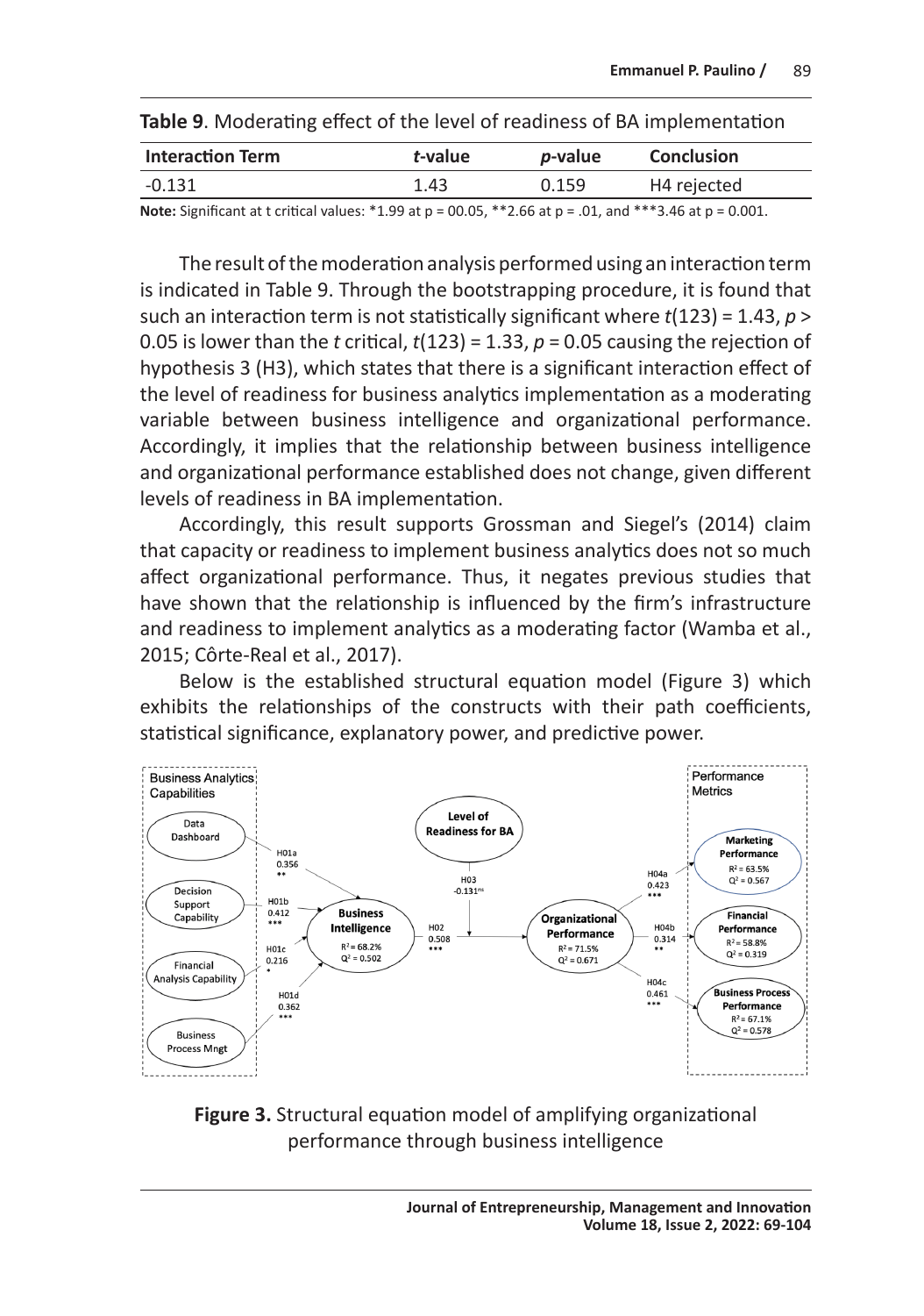**Table 9**. Moderating effect of the level of readiness of BA implementation

| Interaction Term | *t*-value | *p*-value | Conclusion |
|---|---|---|---|
| -0.131 | 1.43 | 0.159 | H4 rejected |

**Note:** Significant at t critical values: *1.99 at p = 00.05, **2.66 at p = .01, and ***3.46 at p = 0.001.

The result of the moderation analysis performed using an interaction term is indicated in Table 9. Through the bootstrapping procedure, it is found that such an interaction term is not statistically significant where $t(123) = 1.43$, $p > 0.05$ is lower than the *t* critical, $t(123) = 1.33$, $p = 0.05$ causing the rejection of hypothesis 3 (H3), which states that there is a significant interaction effect of the level of readiness for business analytics implementation as a moderating variable between business intelligence and organizational performance. Accordingly, it implies that the relationship between business intelligence and organizational performance established does not change, given different levels of readiness in BA implementation.

Accordingly, this result supports Grossman and Siegel's (2014) claim that capacity or readiness to implement business analytics does not so much affect organizational performance. Thus, it negates previous studies that have shown that the relationship is influenced by the firm's infrastructure and readiness to implement analytics as a moderating factor (Wamba et al., 2015; Côrte-Real et al., 2017).

Below is the established structural equation model (Figure 3) which exhibits the relationships of the constructs with their path coefficients, statistical significance, explanatory power, and predictive power.

**Figure 3.** Structural equation model of amplifying organizational performance through business intelligence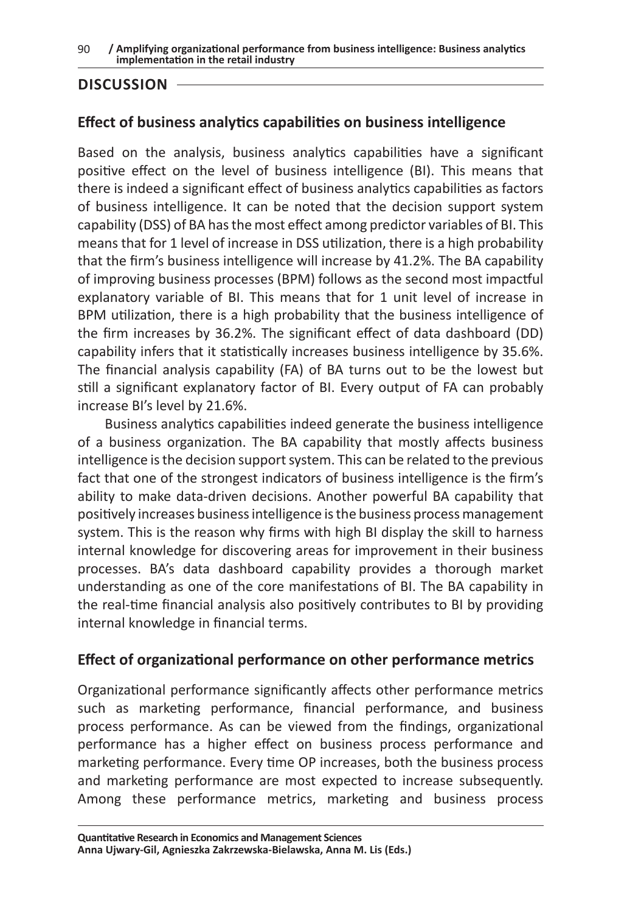## DISCUSSION

### Effect of business analytics capabilities on business intelligence

Based on the analysis, business analytics capabilities have a significant positive effect on the level of business intelligence (BI). This means that there is indeed a significant effect of business analytics capabilities as factors of business intelligence. It can be noted that the decision support system capability (DSS) of BA has the most effect among predictor variables of BI. This means that for 1 level of increase in DSS utilization, there is a high probability that the firm's business intelligence will increase by 41.2%. The BA capability of improving business processes (BPM) follows as the second most impactful explanatory variable of BI. This means that for 1 unit level of increase in BPM utilization, there is a high probability that the business intelligence of the firm increases by 36.2%. The significant effect of data dashboard (DD) capability infers that it statistically increases business intelligence by 35.6%. The financial analysis capability (FA) of BA turns out to be the lowest but still a significant explanatory factor of BI. Every output of FA can probably increase BI's level by 21.6%.

Business analytics capabilities indeed generate the business intelligence of a business organization. The BA capability that mostly affects business intelligence is the decision support system. This can be related to the previous fact that one of the strongest indicators of business intelligence is the firm's ability to make data-driven decisions. Another powerful BA capability that positively increases business intelligence is the business process management system. This is the reason why firms with high BI display the skill to harness internal knowledge for discovering areas for improvement in their business processes. BA's data dashboard capability provides a thorough market understanding as one of the core manifestations of BI. The BA capability in the real-time financial analysis also positively contributes to BI by providing internal knowledge in financial terms.

### Effect of organizational performance on other performance metrics

Organizational performance significantly affects other performance metrics such as marketing performance, financial performance, and business process performance. As can be viewed from the findings, organizational performance has a higher effect on business process performance and marketing performance. Every time OP increases, both the business process and marketing performance are most expected to increase subsequently. Among these performance metrics, marketing and business process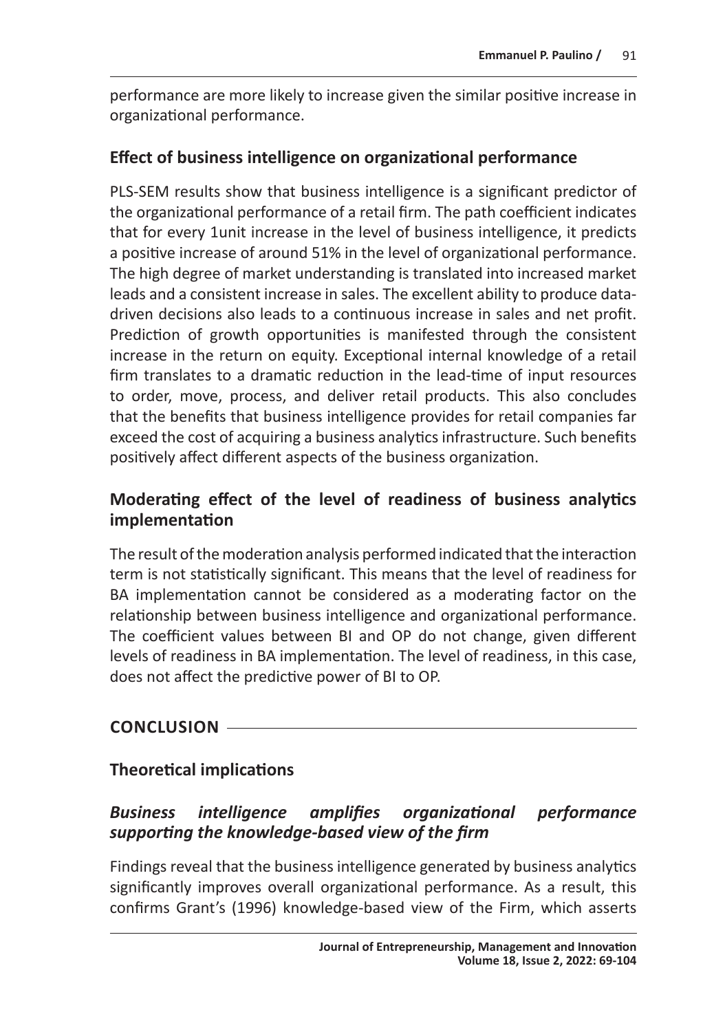performance are more likely to increase given the similar positive increase in organizational performance.

### Effect of business intelligence on organizational performance

PLS-SEM results show that business intelligence is a significant predictor of the organizational performance of a retail firm. The path coefficient indicates that for every 1unit increase in the level of business intelligence, it predicts a positive increase of around 51% in the level of organizational performance. The high degree of market understanding is translated into increased market leads and a consistent increase in sales. The excellent ability to produce data-driven decisions also leads to a continuous increase in sales and net profit. Prediction of growth opportunities is manifested through the consistent increase in the return on equity. Exceptional internal knowledge of a retail firm translates to a dramatic reduction in the lead-time of input resources to order, move, process, and deliver retail products. This also concludes that the benefits that business intelligence provides for retail companies far exceed the cost of acquiring a business analytics infrastructure. Such benefits positively affect different aspects of the business organization.

### Moderating effect of the level of readiness of business analytics implementation

The result of the moderation analysis performed indicated that the interaction term is not statistically significant. This means that the level of readiness for BA implementation cannot be considered as a moderating factor on the relationship between business intelligence and organizational performance. The coefficient values between BI and OP do not change, given different levels of readiness in BA implementation. The level of readiness, in this case, does not affect the predictive power of BI to OP.

## CONCLUSION

### Theoretical implications

#### *Business intelligence amplifies organizational performance supporting the knowledge-based view of the firm*

Findings reveal that the business intelligence generated by business analytics significantly improves overall organizational performance. As a result, this confirms Grant's (1996) knowledge-based view of the Firm, which asserts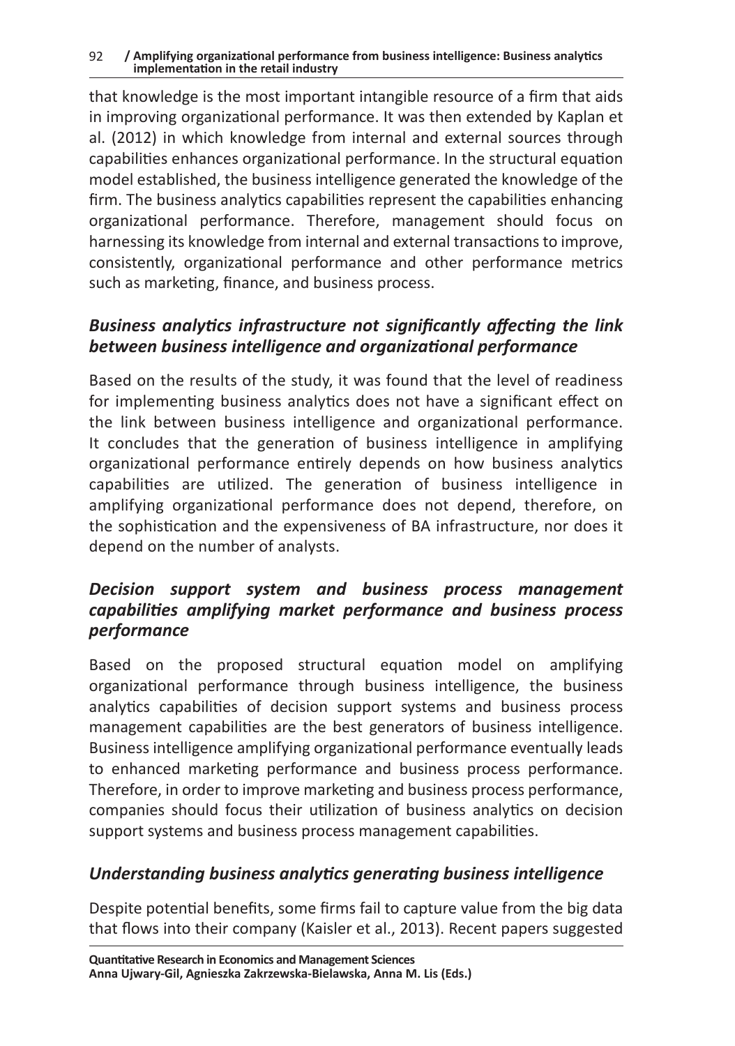that knowledge is the most important intangible resource of a firm that aids in improving organizational performance. It was then extended by Kaplan et al. (2012) in which knowledge from internal and external sources through capabilities enhances organizational performance. In the structural equation model established, the business intelligence generated the knowledge of the firm. The business analytics capabilities represent the capabilities enhancing organizational performance. Therefore, management should focus on harnessing its knowledge from internal and external transactions to improve, consistently, organizational performance and other performance metrics such as marketing, finance, and business process.

### *Business analytics infrastructure not significantly affecting the link between business intelligence and organizational performance*

Based on the results of the study, it was found that the level of readiness for implementing business analytics does not have a significant effect on the link between business intelligence and organizational performance. It concludes that the generation of business intelligence in amplifying organizational performance entirely depends on how business analytics capabilities are utilized. The generation of business intelligence in amplifying organizational performance does not depend, therefore, on the sophistication and the expensiveness of BA infrastructure, nor does it depend on the number of analysts.

### *Decision support system and business process management capabilities amplifying market performance and business process performance*

Based on the proposed structural equation model on amplifying organizational performance through business intelligence, the business analytics capabilities of decision support systems and business process management capabilities are the best generators of business intelligence. Business intelligence amplifying organizational performance eventually leads to enhanced marketing performance and business process performance. Therefore, in order to improve marketing and business process performance, companies should focus their utilization of business analytics on decision support systems and business process management capabilities.

### *Understanding business analytics generating business intelligence*

Despite potential benefits, some firms fail to capture value from the big data that flows into their company (Kaisler et al., 2013). Recent papers suggested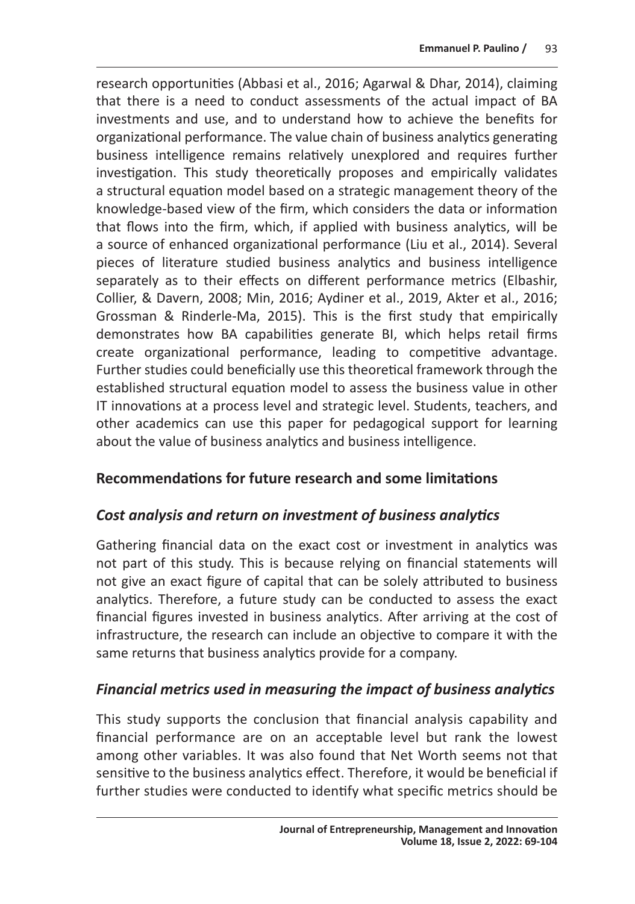research opportunities (Abbasi et al., 2016; Agarwal & Dhar, 2014), claiming that there is a need to conduct assessments of the actual impact of BA investments and use, and to understand how to achieve the benefits for organizational performance. The value chain of business analytics generating business intelligence remains relatively unexplored and requires further investigation. This study theoretically proposes and empirically validates a structural equation model based on a strategic management theory of the knowledge-based view of the firm, which considers the data or information that flows into the firm, which, if applied with business analytics, will be a source of enhanced organizational performance (Liu et al., 2014). Several pieces of literature studied business analytics and business intelligence separately as to their effects on different performance metrics (Elbashir, Collier, & Davern, 2008; Min, 2016; Aydiner et al., 2019, Akter et al., 2016; Grossman & Rinderle-Ma, 2015). This is the first study that empirically demonstrates how BA capabilities generate BI, which helps retail firms create organizational performance, leading to competitive advantage. Further studies could beneficially use this theoretical framework through the established structural equation model to assess the business value in other IT innovations at a process level and strategic level. Students, teachers, and other academics can use this paper for pedagogical support for learning about the value of business analytics and business intelligence.

## Recommendations for future research and some limitations

### *Cost analysis and return on investment of business analytics*

Gathering financial data on the exact cost or investment in analytics was not part of this study. This is because relying on financial statements will not give an exact figure of capital that can be solely attributed to business analytics. Therefore, a future study can be conducted to assess the exact financial figures invested in business analytics. After arriving at the cost of infrastructure, the research can include an objective to compare it with the same returns that business analytics provide for a company.

### *Financial metrics used in measuring the impact of business analytics*

This study supports the conclusion that financial analysis capability and financial performance are on an acceptable level but rank the lowest among other variables. It was also found that Net Worth seems not that sensitive to the business analytics effect. Therefore, it would be beneficial if further studies were conducted to identify what specific metrics should be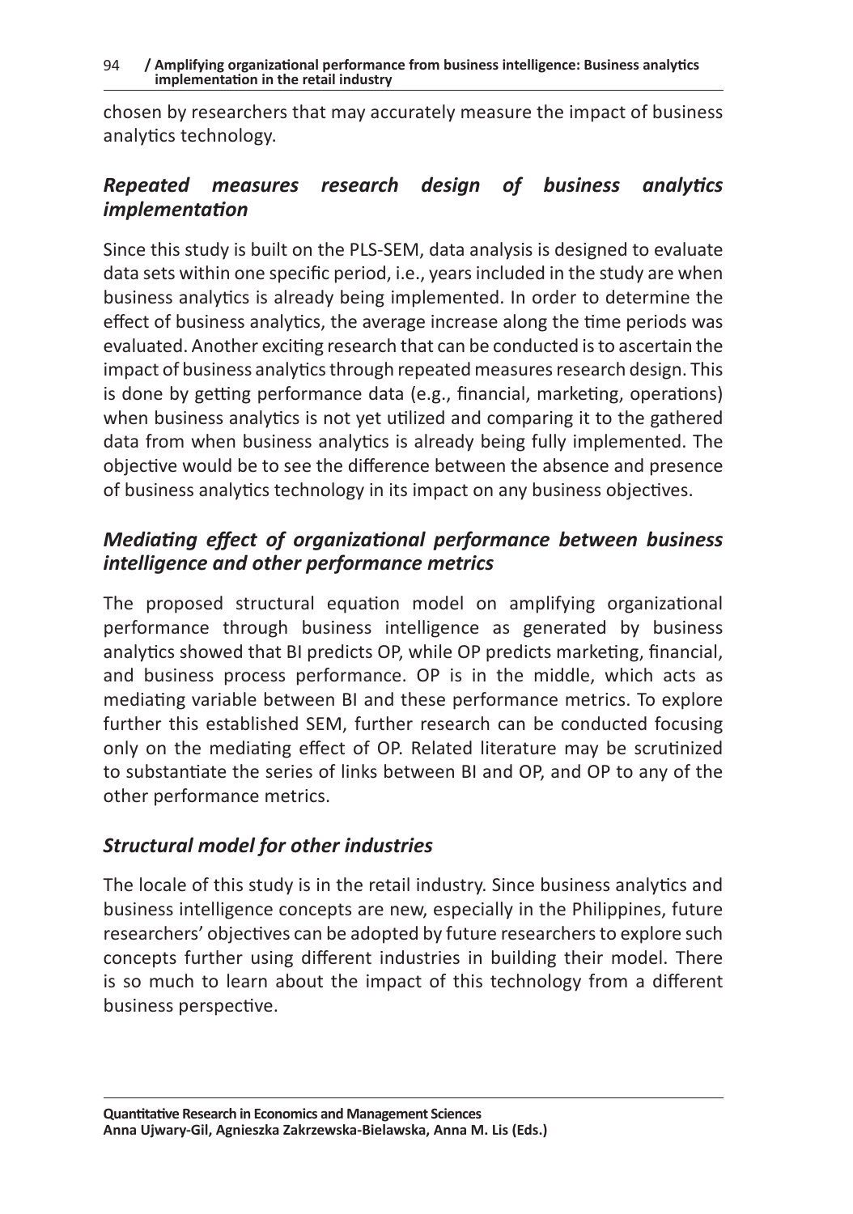chosen by researchers that may accurately measure the impact of business analytics technology.

### *Repeated measures research design of business analytics implementation*

Since this study is built on the PLS-SEM, data analysis is designed to evaluate data sets within one specific period, i.e., years included in the study are when business analytics is already being implemented. In order to determine the effect of business analytics, the average increase along the time periods was evaluated. Another exciting research that can be conducted is to ascertain the impact of business analytics through repeated measures research design. This is done by getting performance data (e.g., financial, marketing, operations) when business analytics is not yet utilized and comparing it to the gathered data from when business analytics is already being fully implemented. The objective would be to see the difference between the absence and presence of business analytics technology in its impact on any business objectives.

### *Mediating effect of organizational performance between business intelligence and other performance metrics*

The proposed structural equation model on amplifying organizational performance through business intelligence as generated by business analytics showed that BI predicts OP, while OP predicts marketing, financial, and business process performance. OP is in the middle, which acts as mediating variable between BI and these performance metrics. To explore further this established SEM, further research can be conducted focusing only on the mediating effect of OP. Related literature may be scrutinized to substantiate the series of links between BI and OP, and OP to any of the other performance metrics.

### *Structural model for other industries*

The locale of this study is in the retail industry. Since business analytics and business intelligence concepts are new, especially in the Philippines, future researchers' objectives can be adopted by future researchers to explore such concepts further using different industries in building their model. There is so much to learn about the impact of this technology from a different business perspective.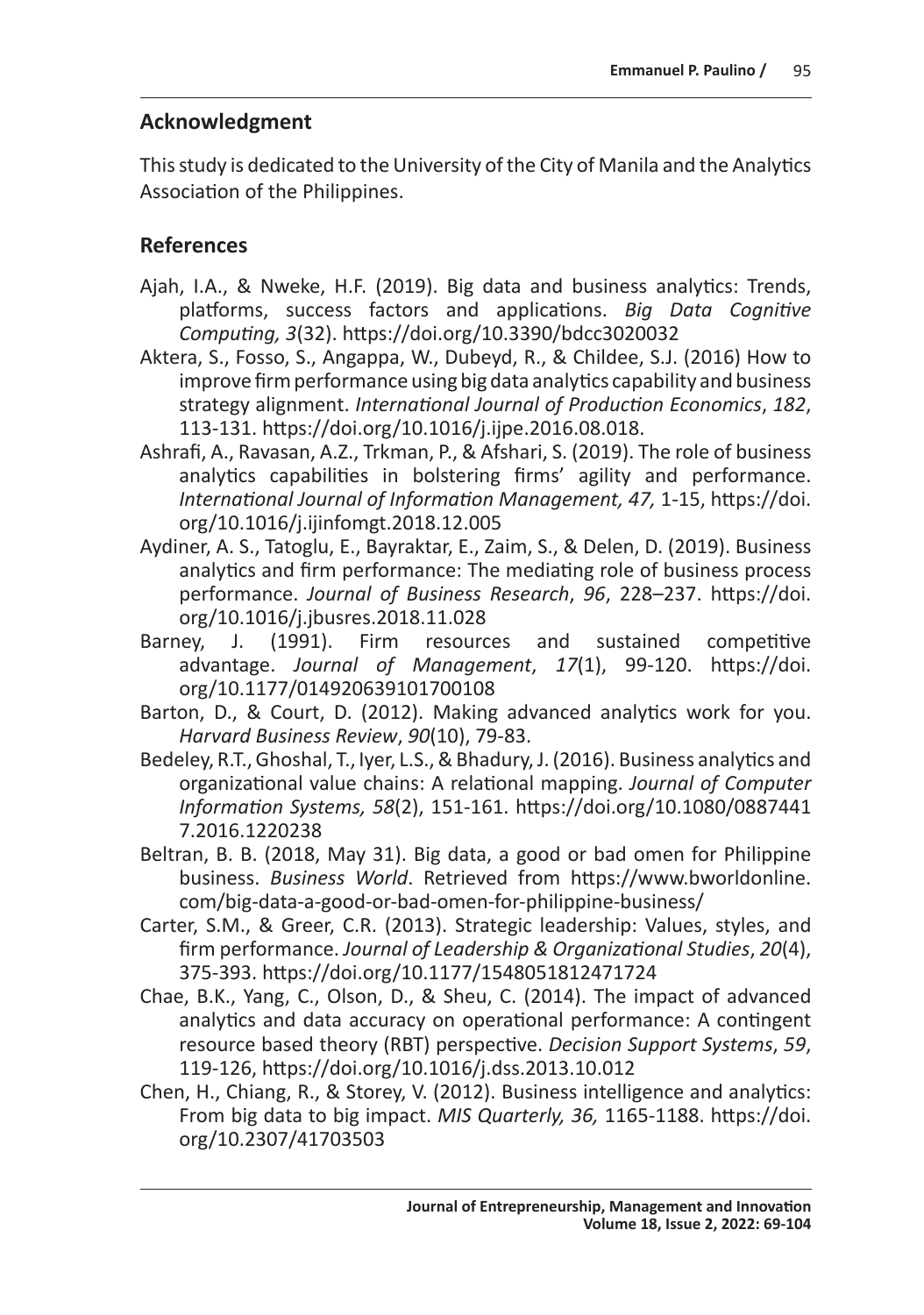## Acknowledgment

This study is dedicated to the University of the City of Manila and the Analytics Association of the Philippines.

## References

Ajah, I.A., & Nweke, H.F. (2019). Big data and business analytics: Trends, platforms, success factors and applications. *Big Data Cognitive Computing, 3*(32). https://doi.org/10.3390/bdcc3020032

Aktera, S., Fosso, S., Angappa, W., Dubeyd, R., & Childee, S.J. (2016) How to improve firm performance using big data analytics capability and business strategy alignment. *International Journal of Production Economics*, *182*, 113-131. https://doi.org/10.1016/j.ijpe.2016.08.018.

Ashrafi, A., Ravasan, A.Z., Trkman, P., & Afshari, S. (2019). The role of business analytics capabilities in bolstering firms' agility and performance. *International Journal of Information Management, 47,* 1-15, https://doi.org/10.1016/j.ijinfomgt.2018.12.005

Aydiner, A. S., Tatoglu, E., Bayraktar, E., Zaim, S., & Delen, D. (2019). Business analytics and firm performance: The mediating role of business process performance. *Journal of Business Research*, *96*, 228–237. https://doi.org/10.1016/j.jbusres.2018.11.028

Barney, J. (1991). Firm resources and sustained competitive advantage. *Journal of Management*, *17*(1), 99-120. https://doi.org/10.1177/014920639101700108

Barton, D., & Court, D. (2012). Making advanced analytics work for you. *Harvard Business Review*, *90*(10), 79-83.

Bedeley, R.T., Ghoshal, T., Iyer, L.S., & Bhadury, J. (2016). Business analytics and organizational value chains: A relational mapping. *Journal of Computer Information Systems, 58*(2), 151-161. https://doi.org/10.1080/08874417.2016.1220238

Beltran, B. B. (2018, May 31). Big data, a good or bad omen for Philippine business. *Business World*. Retrieved from https://www.bworldonline.com/big-data-a-good-or-bad-omen-for-philippine-business/

Carter, S.M., & Greer, C.R. (2013). Strategic leadership: Values, styles, and firm performance. *Journal of Leadership & Organizational Studies*, *20*(4), 375-393. https://doi.org/10.1177/1548051812471724

Chae, B.K., Yang, C., Olson, D., & Sheu, C. (2014). The impact of advanced analytics and data accuracy on operational performance: A contingent resource based theory (RBT) perspective. *Decision Support Systems*, *59*, 119-126, https://doi.org/10.1016/j.dss.2013.10.012

Chen, H., Chiang, R., & Storey, V. (2012). Business intelligence and analytics: From big data to big impact. *MIS Quarterly, 36,* 1165-1188. https://doi.org/10.2307/41703503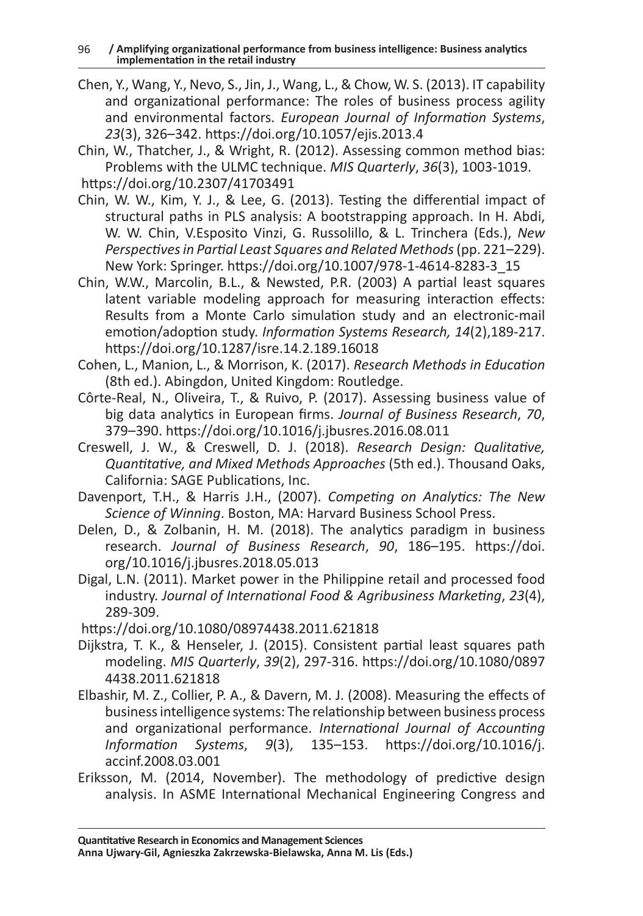Chen, Y., Wang, Y., Nevo, S., Jin, J., Wang, L., & Chow, W. S. (2013). IT capability and organizational performance: The roles of business process agility and environmental factors. *European Journal of Information Systems*, *23*(3), 326–342. https://doi.org/10.1057/ejis.2013.4

Chin, W., Thatcher, J., & Wright, R. (2012). Assessing common method bias: Problems with the ULMC technique. *MIS Quarterly*, *36*(3), 1003-1019. https://doi.org/10.2307/41703491

Chin, W. W., Kim, Y. J., & Lee, G. (2013). Testing the differential impact of structural paths in PLS analysis: A bootstrapping approach. In H. Abdi, W. W. Chin, V.Esposito Vinzi, G. Russolillo, & L. Trinchera (Eds.), *New Perspectives in Partial Least Squares and Related Methods* (pp. 221–229). New York: Springer. https://doi.org/10.1007/978-1-4614-8283-3_15

Chin, W.W., Marcolin, B.L., & Newsted, P.R. (2003) A partial least squares latent variable modeling approach for measuring interaction effects: Results from a Monte Carlo simulation study and an electronic-mail emotion/adoption study. *Information Systems Research, 14*(2),189-217. https://doi.org/10.1287/isre.14.2.189.16018

Cohen, L., Manion, L., & Morrison, K. (2017). *Research Methods in Education* (8th ed.). Abingdon, United Kingdom: Routledge.

Côrte-Real, N., Oliveira, T., & Ruivo, P. (2017). Assessing business value of big data analytics in European firms. *Journal of Business Research*, *70*, 379–390. https://doi.org/10.1016/j.jbusres.2016.08.011

Creswell, J. W., & Creswell, D. J. (2018). *Research Design: Qualitative, Quantitative, and Mixed Methods Approaches* (5th ed.). Thousand Oaks, California: SAGE Publications, Inc.

Davenport, T.H., & Harris J.H., (2007). *Competing on Analytics: The New Science of Winning*. Boston, MA: Harvard Business School Press.

Delen, D., & Zolbanin, H. M. (2018). The analytics paradigm in business research. *Journal of Business Research*, *90*, 186–195. https://doi.org/10.1016/j.jbusres.2018.05.013

Digal, L.N. (2011). Market power in the Philippine retail and processed food industry. *Journal of International Food & Agribusiness Marketing*, *23*(4), 289-309. https://doi.org/10.1080/08974438.2011.621818

Dijkstra, T. K., & Henseler, J. (2015). Consistent partial least squares path modeling. *MIS Quarterly*, *39*(2), 297-316. https://doi.org/10.1080/08974438.2011.621818

Elbashir, M. Z., Collier, P. A., & Davern, M. J. (2008). Measuring the effects of business intelligence systems: The relationship between business process and organizational performance. *International Journal of Accounting Information Systems*, *9*(3), 135–153. https://doi.org/10.1016/j.accinf.2008.03.001

Eriksson, M. (2014, November). The methodology of predictive design analysis. In ASME International Mechanical Engineering Congress and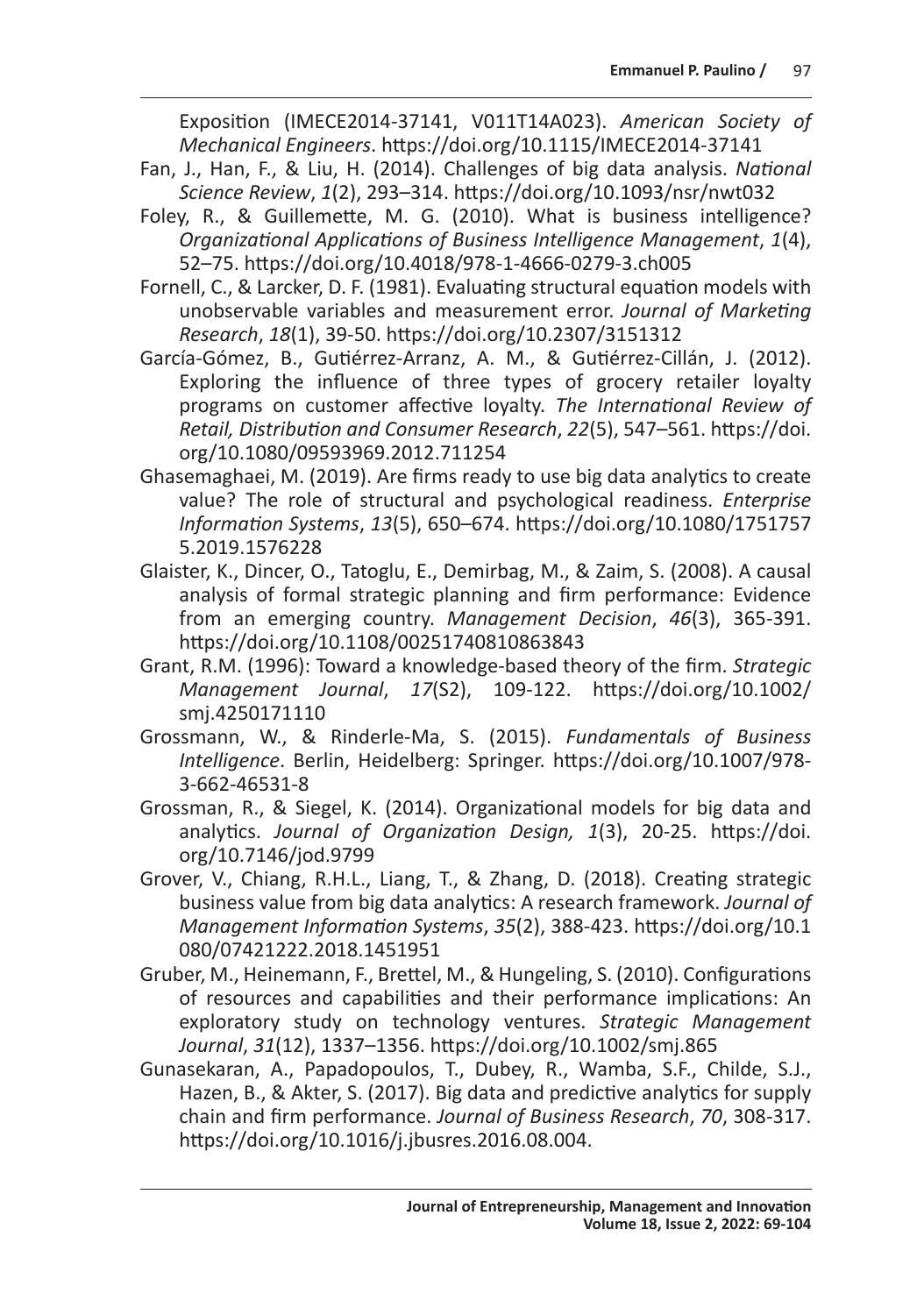Exposition (IMECE2014-37141, V011T14A023). *American Society of Mechanical Engineers*. https://doi.org/10.1115/IMECE2014-37141

Fan, J., Han, F., & Liu, H. (2014). Challenges of big data analysis. *National Science Review*, *1*(2), 293–314. https://doi.org/10.1093/nsr/nwt032

Foley, R., & Guillemette, M. G. (2010). What is business intelligence? *Organizational Applications of Business Intelligence Management*, *1*(4), 52–75. https://doi.org/10.4018/978-1-4666-0279-3.ch005

Fornell, C., & Larcker, D. F. (1981). Evaluating structural equation models with unobservable variables and measurement error. *Journal of Marketing Research*, *18*(1), 39-50. https://doi.org/10.2307/3151312

García-Gómez, B., Gutiérrez-Arranz, A. M., & Gutiérrez-Cillán, J. (2012). Exploring the influence of three types of grocery retailer loyalty programs on customer affective loyalty. *The International Review of Retail, Distribution and Consumer Research*, *22*(5), 547–561. https://doi.org/10.1080/09593969.2012.711254

Ghasemaghaei, M. (2019). Are firms ready to use big data analytics to create value? The role of structural and psychological readiness. *Enterprise Information Systems*, *13*(5), 650–674. https://doi.org/10.1080/17517575.2019.1576228

Glaister, K., Dincer, O., Tatoglu, E., Demirbag, M., & Zaim, S. (2008). A causal analysis of formal strategic planning and firm performance: Evidence from an emerging country. *Management Decision*, *46*(3), 365-391. https://doi.org/10.1108/00251740810863843

Grant, R.M. (1996): Toward a knowledge-based theory of the firm. *Strategic Management Journal*, *17*(S2), 109-122. https://doi.org/10.1002/smj.4250171110

Grossmann, W., & Rinderle-Ma, S. (2015). *Fundamentals of Business Intelligence*. Berlin, Heidelberg: Springer. https://doi.org/10.1007/978-3-662-46531-8

Grossman, R., & Siegel, K. (2014). Organizational models for big data and analytics. *Journal of Organization Design, 1*(3), 20-25. https://doi.org/10.7146/jod.9799

Grover, V., Chiang, R.H.L., Liang, T., & Zhang, D. (2018). Creating strategic business value from big data analytics: A research framework. *Journal of Management Information Systems*, *35*(2), 388-423. https://doi.org/10.1080/07421222.2018.1451951

Gruber, M., Heinemann, F., Brettel, M., & Hungeling, S. (2010). Configurations of resources and capabilities and their performance implications: An exploratory study on technology ventures. *Strategic Management Journal*, *31*(12), 1337–1356. https://doi.org/10.1002/smj.865

Gunasekaran, A., Papadopoulos, T., Dubey, R., Wamba, S.F., Childe, S.J., Hazen, B., & Akter, S. (2017). Big data and predictive analytics for supply chain and firm performance. *Journal of Business Research*, *70*, 308-317. https://doi.org/10.1016/j.jbusres.2016.08.004.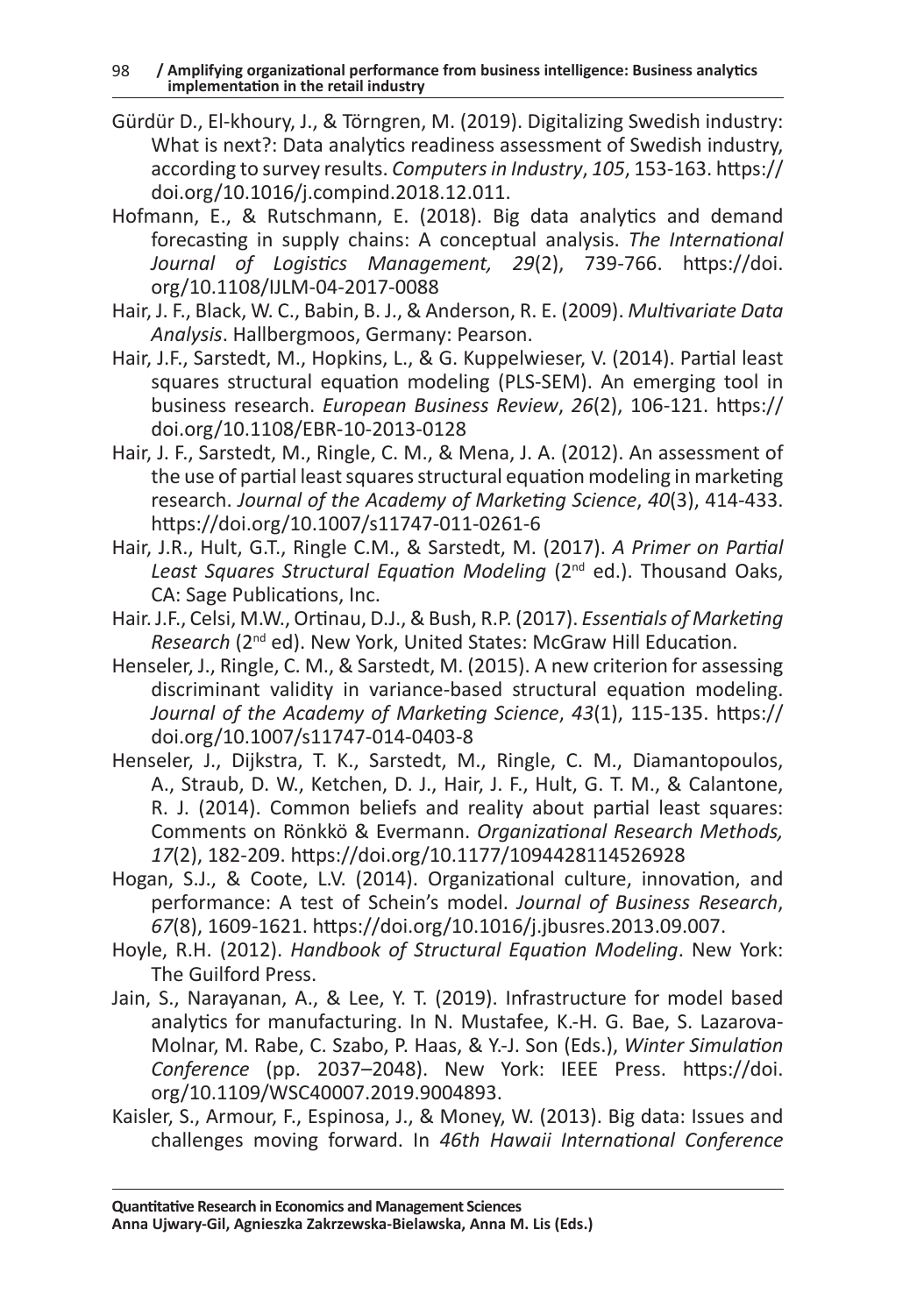Gürdür D., El-khoury, J., & Törngren, M. (2019). Digitalizing Swedish industry: What is next?: Data analytics readiness assessment of Swedish industry, according to survey results. *Computers in Industry*, *105*, 153-163. https://doi.org/10.1016/j.compind.2018.12.011.

Hofmann, E., & Rutschmann, E. (2018). Big data analytics and demand forecasting in supply chains: A conceptual analysis. *The International Journal of Logistics Management, 29*(2), 739-766. https://doi.org/10.1108/IJLM-04-2017-0088

Hair, J. F., Black, W. C., Babin, B. J., & Anderson, R. E. (2009). *Multivariate Data Analysis*. Hallbergmoos, Germany: Pearson.

Hair, J.F., Sarstedt, M., Hopkins, L., & G. Kuppelwieser, V. (2014). Partial least squares structural equation modeling (PLS-SEM). An emerging tool in business research. *European Business Review*, *26*(2), 106-121. https://doi.org/10.1108/EBR-10-2013-0128

Hair, J. F., Sarstedt, M., Ringle, C. M., & Mena, J. A. (2012). An assessment of the use of partial least squares structural equation modeling in marketing research. *Journal of the Academy of Marketing Science*, *40*(3), 414-433. https://doi.org/10.1007/s11747-011-0261-6

Hair, J.R., Hult, G.T., Ringle C.M., & Sarstedt, M. (2017). *A Primer on Partial Least Squares Structural Equation Modeling* (2nd ed.). Thousand Oaks, CA: Sage Publications, Inc.

Hair. J.F., Celsi, M.W., Ortinau, D.J., & Bush, R.P. (2017). *Essentials of Marketing Research* (2nd ed). New York, United States: McGraw Hill Education.

Henseler, J., Ringle, C. M., & Sarstedt, M. (2015). A new criterion for assessing discriminant validity in variance-based structural equation modeling. *Journal of the Academy of Marketing Science*, *43*(1), 115-135. https://doi.org/10.1007/s11747-014-0403-8

Henseler, J., Dijkstra, T. K., Sarstedt, M., Ringle, C. M., Diamantopoulos, A., Straub, D. W., Ketchen, D. J., Hair, J. F., Hult, G. T. M., & Calantone, R. J. (2014). Common beliefs and reality about partial least squares: Comments on Rönkkö & Evermann. *Organizational Research Methods, 17*(2), 182-209. https://doi.org/10.1177/1094428114526928

Hogan, S.J., & Coote, L.V. (2014). Organizational culture, innovation, and performance: A test of Schein's model. *Journal of Business Research*, *67*(8), 1609-1621. https://doi.org/10.1016/j.jbusres.2013.09.007.

Hoyle, R.H. (2012). *Handbook of Structural Equation Modeling*. New York: The Guilford Press.

Jain, S., Narayanan, A., & Lee, Y. T. (2019). Infrastructure for model based analytics for manufacturing. In N. Mustafee, K.-H. G. Bae, S. Lazarova-Molnar, M. Rabe, C. Szabo, P. Haas, & Y.-J. Son (Eds.), *Winter Simulation Conference* (pp. 2037–2048). New York: IEEE Press. https://doi.org/10.1109/WSC40007.2019.9004893.

Kaisler, S., Armour, F., Espinosa, J., & Money, W. (2013). Big data: Issues and challenges moving forward. In *46th Hawaii International Conference*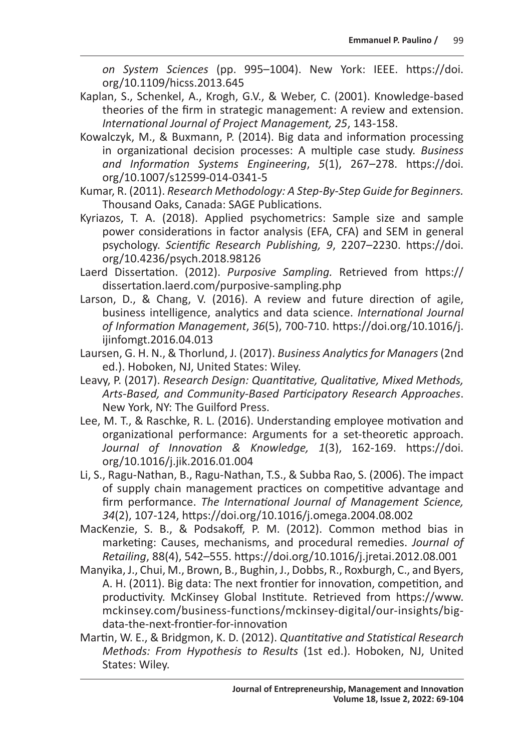*on System Sciences* (pp. 995–1004). New York: IEEE. https://doi.org/10.1109/hicss.2013.645

Kaplan, S., Schenkel, A., Krogh, G.V., & Weber, C. (2001). Knowledge-based theories of the firm in strategic management: A review and extension. *International Journal of Project Management, 25*, 143-158.

Kowalczyk, M., & Buxmann, P. (2014). Big data and information processing in organizational decision processes: A multiple case study. *Business and Information Systems Engineering*, *5*(1), 267–278. https://doi.org/10.1007/s12599-014-0341-5

Kumar, R. (2011). *Research Methodology: A Step-By-Step Guide for Beginners.* Thousand Oaks, Canada: SAGE Publications.

Kyriazos, T. A. (2018). Applied psychometrics: Sample size and sample power considerations in factor analysis (EFA, CFA) and SEM in general psychology. *Scientific Research Publishing, 9*, 2207–2230. https://doi.org/10.4236/psych.2018.98126

Laerd Dissertation. (2012). *Purposive Sampling.* Retrieved from https://dissertation.laerd.com/purposive-sampling.php

Larson, D., & Chang, V. (2016). A review and future direction of agile, business intelligence, analytics and data science. *International Journal of Information Management*, *36*(5), 700-710. https://doi.org/10.1016/j.ijinfomgt.2016.04.013

Laursen, G. H. N., & Thorlund, J. (2017). *Business Analytics for Managers* (2nd ed.). Hoboken, NJ, United States: Wiley.

Leavy, P. (2017). *Research Design: Quantitative, Qualitative, Mixed Methods, Arts-Based, and Community-Based Participatory Research Approaches*. New York, NY: The Guilford Press.

Lee, M. T., & Raschke, R. L. (2016). Understanding employee motivation and organizational performance: Arguments for a set-theoretic approach. *Journal of Innovation & Knowledge, 1*(3), 162-169. https://doi.org/10.1016/j.jik.2016.01.004

Li, S., Ragu-Nathan, B., Ragu-Nathan, T.S., & Subba Rao, S. (2006). The impact of supply chain management practices on competitive advantage and firm performance. *The International Journal of Management Science, 34*(2), 107-124, https://doi.org/10.1016/j.omega.2004.08.002

MacKenzie, S. B., & Podsakoff, P. M. (2012). Common method bias in marketing: Causes, mechanisms, and procedural remedies. *Journal of Retailing*, 88(4), 542–555. https://doi.org/10.1016/j.jretai.2012.08.001

Manyika, J., Chui, M., Brown, B., Bughin, J., Dobbs, R., Roxburgh, C., and Byers, A. H. (2011). Big data: The next frontier for innovation, competition, and productivity. McKinsey Global Institute. Retrieved from https://www.mckinsey.com/business-functions/mckinsey-digital/our-insights/big-data-the-next-frontier-for-innovation

Martin, W. E., & Bridgmon, K. D. (2012). *Quantitative and Statistical Research Methods: From Hypothesis to Results* (1st ed.). Hoboken, NJ, United States: Wiley.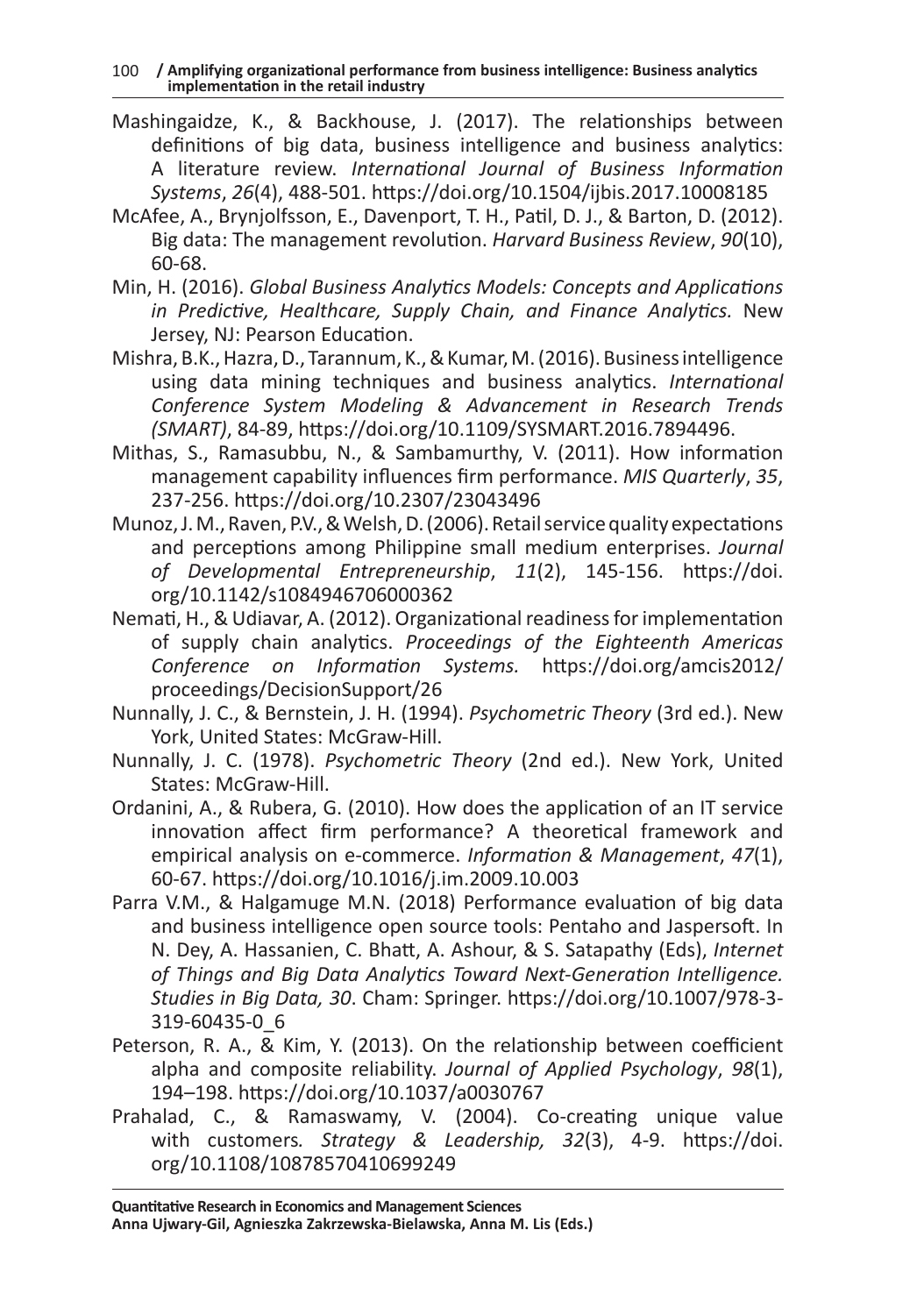Mashingaidze, K., & Backhouse, J. (2017). The relationships between definitions of big data, business intelligence and business analytics: A literature review. *International Journal of Business Information Systems*, *26*(4), 488-501. https://doi.org/10.1504/ijbis.2017.10008185

McAfee, A., Brynjolfsson, E., Davenport, T. H., Patil, D. J., & Barton, D. (2012). Big data: The management revolution. *Harvard Business Review*, *90*(10), 60-68.

Min, H. (2016). *Global Business Analytics Models: Concepts and Applications in Predictive, Healthcare, Supply Chain, and Finance Analytics.* New Jersey, NJ: Pearson Education.

Mishra, B.K., Hazra, D., Tarannum, K., & Kumar, M. (2016). Business intelligence using data mining techniques and business analytics. *International Conference System Modeling & Advancement in Research Trends (SMART)*, 84-89, https://doi.org/10.1109/SYSMART.2016.7894496.

Mithas, S., Ramasubbu, N., & Sambamurthy, V. (2011). How information management capability influences firm performance. *MIS Quarterly*, *35*, 237-256. https://doi.org/10.2307/23043496

Munoz, J. M., Raven, P.V., & Welsh, D. (2006). Retail service quality expectations and perceptions among Philippine small medium enterprises. *Journal of Developmental Entrepreneurship*, *11*(2), 145-156. https://doi.org/10.1142/s1084946706000362

Nemati, H., & Udiavar, A. (2012). Organizational readiness for implementation of supply chain analytics. *Proceedings of the Eighteenth Americas Conference on Information Systems.* https://doi.org/amcis2012/proceedings/DecisionSupport/26

Nunnally, J. C., & Bernstein, J. H. (1994). *Psychometric Theory* (3rd ed.). New York, United States: McGraw-Hill.

Nunnally, J. C. (1978). *Psychometric Theory* (2nd ed.). New York, United States: McGraw-Hill.

Ordanini, A., & Rubera, G. (2010). How does the application of an IT service innovation affect firm performance? A theoretical framework and empirical analysis on e-commerce. *Information & Management*, *47*(1), 60-67. https://doi.org/10.1016/j.im.2009.10.003

Parra V.M., & Halgamuge M.N. (2018) Performance evaluation of big data and business intelligence open source tools: Pentaho and Jaspersoft. In N. Dey, A. Hassanien, C. Bhatt, A. Ashour, & S. Satapathy (Eds), *Internet of Things and Big Data Analytics Toward Next-Generation Intelligence. Studies in Big Data, 30*. Cham: Springer. https://doi.org/10.1007/978-3-319-60435-0_6

Peterson, R. A., & Kim, Y. (2013). On the relationship between coefficient alpha and composite reliability. *Journal of Applied Psychology*, *98*(1), 194–198. https://doi.org/10.1037/a0030767

Prahalad, C., & Ramaswamy, V. (2004). Co-creating unique value with customers*. Strategy & Leadership, 32*(3), 4-9. https://doi.org/10.1108/10878570410699249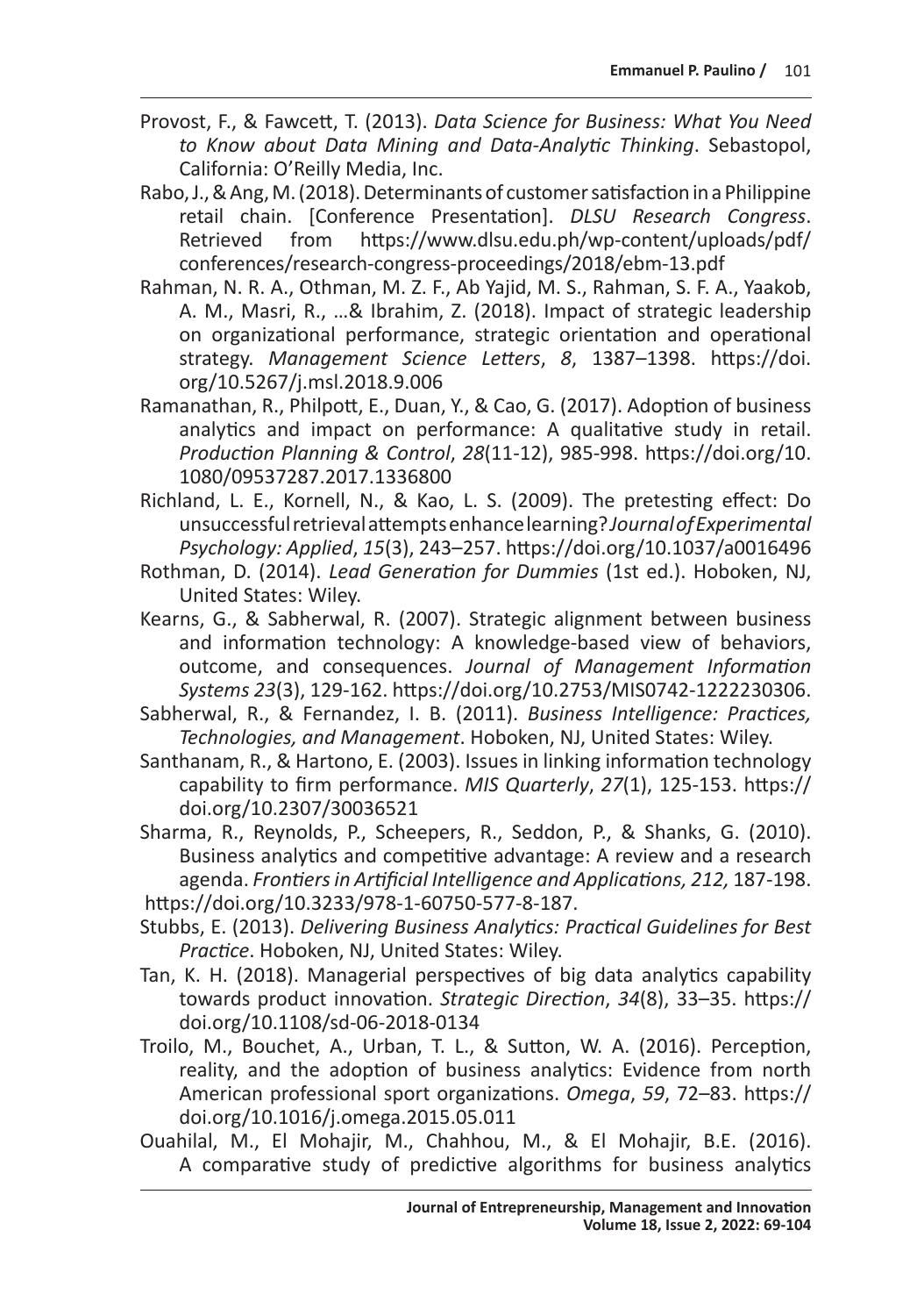Provost, F., & Fawcett, T. (2013). *Data Science for Business: What You Need to Know about Data Mining and Data-Analytic Thinking*. Sebastopol, California: O'Reilly Media, Inc.

Rabo, J., & Ang, M. (2018). Determinants of customer satisfaction in a Philippine retail chain. [Conference Presentation]. *DLSU Research Congress*. Retrieved from https://www.dlsu.edu.ph/wp-content/uploads/pdf/conferences/research-congress-proceedings/2018/ebm-13.pdf

Rahman, N. R. A., Othman, M. Z. F., Ab Yajid, M. S., Rahman, S. F. A., Yaakob, A. M., Masri, R., …& Ibrahim, Z. (2018). Impact of strategic leadership on organizational performance, strategic orientation and operational strategy. *Management Science Letters*, *8*, 1387–1398. https://doi.org/10.5267/j.msl.2018.9.006

Ramanathan, R., Philpott, E., Duan, Y., & Cao, G. (2017). Adoption of business analytics and impact on performance: A qualitative study in retail. *Production Planning & Control*, *28*(11-12), 985-998. https://doi.org/10.1080/09537287.2017.1336800

Richland, L. E., Kornell, N., & Kao, L. S. (2009). The pretesting effect: Do unsuccessful retrieval attempts enhance learning? *Journal of Experimental Psychology: Applied*, *15*(3), 243–257. https://doi.org/10.1037/a0016496

Rothman, D. (2014). *Lead Generation for Dummies* (1st ed.). Hoboken, NJ, United States: Wiley.

Kearns, G., & Sabherwal, R. (2007). Strategic alignment between business and information technology: A knowledge-based view of behaviors, outcome, and consequences. *Journal of Management Information Systems 23*(3), 129-162. https://doi.org/10.2753/MIS0742-1222230306.

Sabherwal, R., & Fernandez, I. B. (2011). *Business Intelligence: Practices, Technologies, and Management*. Hoboken, NJ, United States: Wiley.

Santhanam, R., & Hartono, E. (2003). Issues in linking information technology capability to firm performance. *MIS Quarterly*, *27*(1), 125-153. https://doi.org/10.2307/30036521

Sharma, R., Reynolds, P., Scheepers, R., Seddon, P., & Shanks, G. (2010). Business analytics and competitive advantage: A review and a research agenda. *Frontiers in Artificial Intelligence and Applications, 212,* 187-198. https://doi.org/10.3233/978-1-60750-577-8-187.

Stubbs, E. (2013). *Delivering Business Analytics: Practical Guidelines for Best Practice*. Hoboken, NJ, United States: Wiley.

Tan, K. H. (2018). Managerial perspectives of big data analytics capability towards product innovation. *Strategic Direction*, *34*(8), 33–35. https://doi.org/10.1108/sd-06-2018-0134

Troilo, M., Bouchet, A., Urban, T. L., & Sutton, W. A. (2016). Perception, reality, and the adoption of business analytics: Evidence from north American professional sport organizations. *Omega*, *59*, 72–83. https://doi.org/10.1016/j.omega.2015.05.011

Ouahilal, M., El Mohajir, M., Chahhou, M., & El Mohajir, B.E. (2016). A comparative study of predictive algorithms for business analytics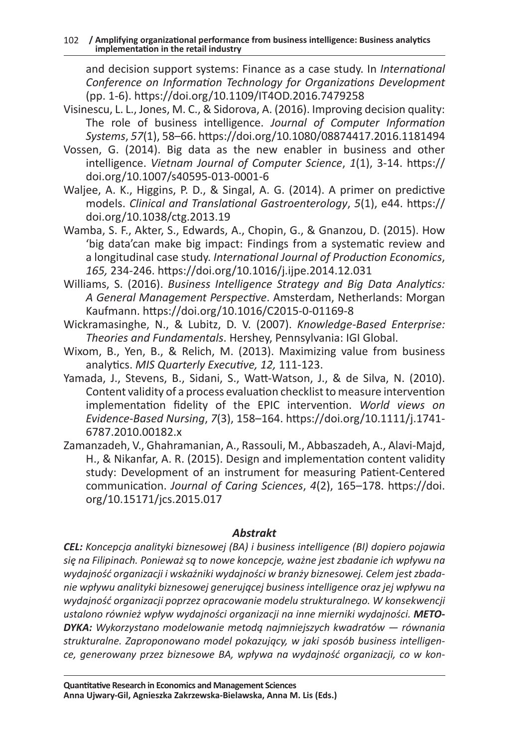and decision support systems: Finance as a case study. In *International Conference on Information Technology for Organizations Development* (pp. 1-6). https://doi.org/10.1109/IT4OD.2016.7479258

Visinescu, L. L., Jones, M. C., & Sidorova, A. (2016). Improving decision quality: The role of business intelligence. *Journal of Computer Information Systems*, *57*(1), 58–66. https://doi.org/10.1080/08874417.2016.1181494

Vossen, G. (2014). Big data as the new enabler in business and other intelligence. *Vietnam Journal of Computer Science*, *1*(1), 3-14. https://doi.org/10.1007/s40595-013-0001-6

Waljee, A. K., Higgins, P. D., & Singal, A. G. (2014). A primer on predictive models. *Clinical and Translational Gastroenterology*, *5*(1), e44. https://doi.org/10.1038/ctg.2013.19

Wamba, S. F., Akter, S., Edwards, A., Chopin, G., & Gnanzou, D. (2015). How 'big data'can make big impact: Findings from a systematic review and a longitudinal case study. *International Journal of Production Economics*, *165,* 234-246. https://doi.org/10.1016/j.ijpe.2014.12.031

Williams, S. (2016). *Business Intelligence Strategy and Big Data Analytics: A General Management Perspective*. Amsterdam, Netherlands: Morgan Kaufmann. https://doi.org/10.1016/C2015-0-01169-8

Wickramasinghe, N., & Lubitz, D. V. (2007). *Knowledge-Based Enterprise: Theories and Fundamentals*. Hershey, Pennsylvania: IGI Global.

Wixom, B., Yen, B., & Relich, M. (2013). Maximizing value from business analytics. *MIS Quarterly Executive, 12,* 111-123.

Yamada, J., Stevens, B., Sidani, S., Watt-Watson, J., & de Silva, N. (2010). Content validity of a process evaluation checklist to measure intervention implementation fidelity of the EPIC intervention. *World views on Evidence-Based Nursing*, *7*(3), 158–164. https://doi.org/10.1111/j.1741-6787.2010.00182.x

Zamanzadeh, V., Ghahramanian, A., Rassouli, M., Abbaszadeh, A., Alavi-Majd, H., & Nikanfar, A. R. (2015). Design and implementation content validity study: Development of an instrument for measuring Patient-Centered communication. *Journal of Caring Sciences*, *4*(2), 165–178. https://doi.org/10.15171/jcs.2015.017

### *Abstrakt*

***CEL:*** *Koncepcja analityki biznesowej (BA) i business intelligence (BI) dopiero pojawia się na Filipinach. Ponieważ są to nowe koncepcje, ważne jest zbadanie ich wpływu na wydajność organizacji i wskaźniki wydajności w branży biznesowej. Celem jest zbadanie wpływu analityki biznesowej generującej business intelligence oraz jej wpływu na wydajność organizacji poprzez opracowanie modelu strukturalnego. W konsekwencji ustalono również wpływ wydajności organizacji na inne mierniki wydajności.* ***METODYKA:*** *Wykorzystano modelowanie metodą najmniejszych kwadratów — równania strukturalne. Zaproponowano model pokazujący, w jaki sposób business intelligence, generowany przez biznesowe BA, wpływa na wydajność organizacji, co w kon-*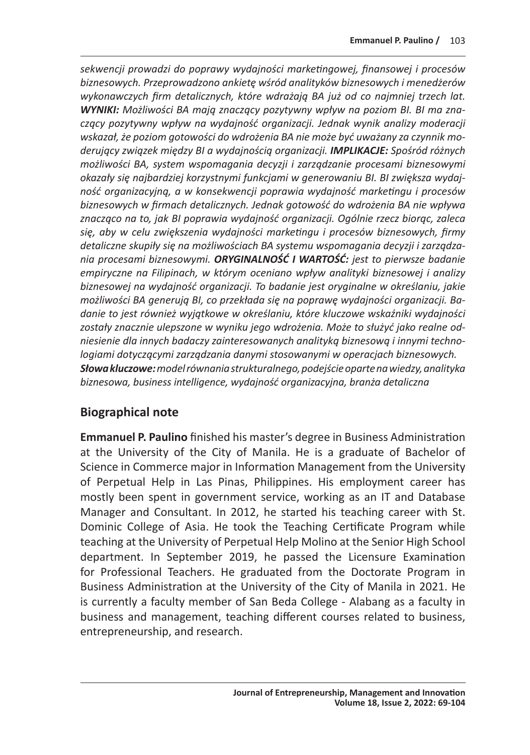*sekwencji prowadzi do poprawy wydajności marketingowej, finansowej i procesów biznesowych. Przeprowadzono ankietę wśród analityków biznesowych i menedżerów wykonawczych firm detalicznych, które wdrażają BA już od co najmniej trzech lat.* ***WYNIKI:*** *Możliwości BA mają znaczący pozytywny wpływ na poziom BI. BI ma znaczący pozytywny wpływ na wydajność organizacji. Jednak wynik analizy moderacji wskazał, że poziom gotowości do wdrożenia BA nie może być uważany za czynnik moderujący związek między BI a wydajnością organizacji.* ***IMPLIKACJE:*** *Spośród różnych możliwości BA, system wspomagania decyzji i zarządzanie procesami biznesowymi okazały się najbardziej korzystnymi funkcjami w generowaniu BI. BI zwiększa wydajność organizacyjną, a w konsekwencji poprawia wydajność marketingu i procesów biznesowych w firmach detalicznych. Jednak gotowość do wdrożenia BA nie wpływa znacząco na to, jak BI poprawia wydajność organizacji. Ogólnie rzecz biorąc, zaleca się, aby w celu zwiększenia wydajności marketingu i procesów biznesowych, firmy detaliczne skupiły się na możliwościach BA systemu wspomagania decyzji i zarządzania procesami biznesowymi.* ***ORYGINALNOŚĆ I WARTOŚĆ:*** *jest to pierwsze badanie empiryczne na Filipinach, w którym oceniano wpływ analityki biznesowej i analizy biznesowej na wydajność organizacji. To badanie jest oryginalne w określaniu, jakie możliwości BA generują BI, co przekłada się na poprawę wydajności organizacji. Badanie to jest również wyjątkowe w określaniu, które kluczowe wskaźniki wydajności zostały znacznie ulepszone w wyniku jego wdrożenia. Może to służyć jako realne odniesienie dla innych badaczy zainteresowanych analityką biznesową i innymi technologiami dotyczącymi zarządzania danymi stosowanymi w operacjach biznesowych.*

***Słowa kluczowe:*** *model równania strukturalnego, podejście oparte na wiedzy, analityka biznesowa, business intelligence, wydajność organizacyjna, branża detaliczna*

## Biographical note

**Emmanuel P. Paulino** finished his master's degree in Business Administration at the University of the City of Manila. He is a graduate of Bachelor of Science in Commerce major in Information Management from the University of Perpetual Help in Las Pinas, Philippines. His employment career has mostly been spent in government service, working as an IT and Database Manager and Consultant. In 2012, he started his teaching career with St. Dominic College of Asia. He took the Teaching Certificate Program while teaching at the University of Perpetual Help Molino at the Senior High School department. In September 2019, he passed the Licensure Examination for Professional Teachers. He graduated from the Doctorate Program in Business Administration at the University of the City of Manila in 2021. He is currently a faculty member of San Beda College - Alabang as a faculty in business and management, teaching different courses related to business, entrepreneurship, and research.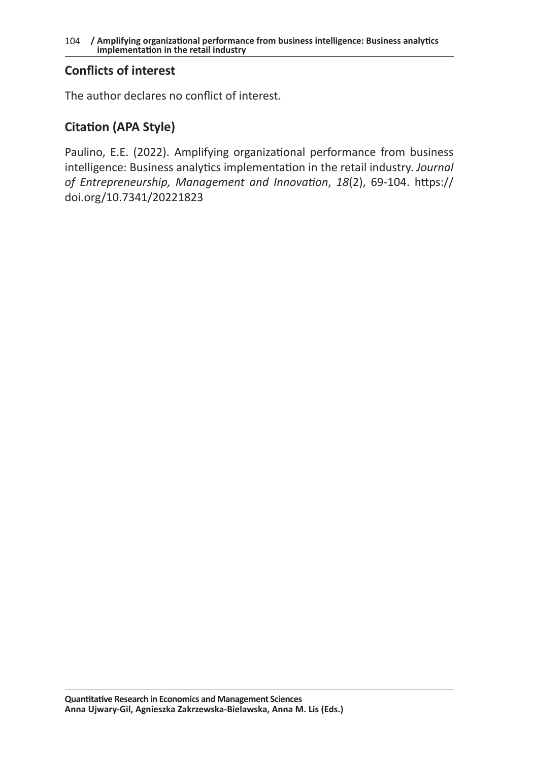## Conflicts of interest

The author declares no conflict of interest.

## Citation (APA Style)

Paulino, E.E. (2022). Amplifying organizational performance from business intelligence: Business analytics implementation in the retail industry. *Journal of Entrepreneurship, Management and Innovation*, *18*(2), 69-104. https://doi.org/10.7341/20221823